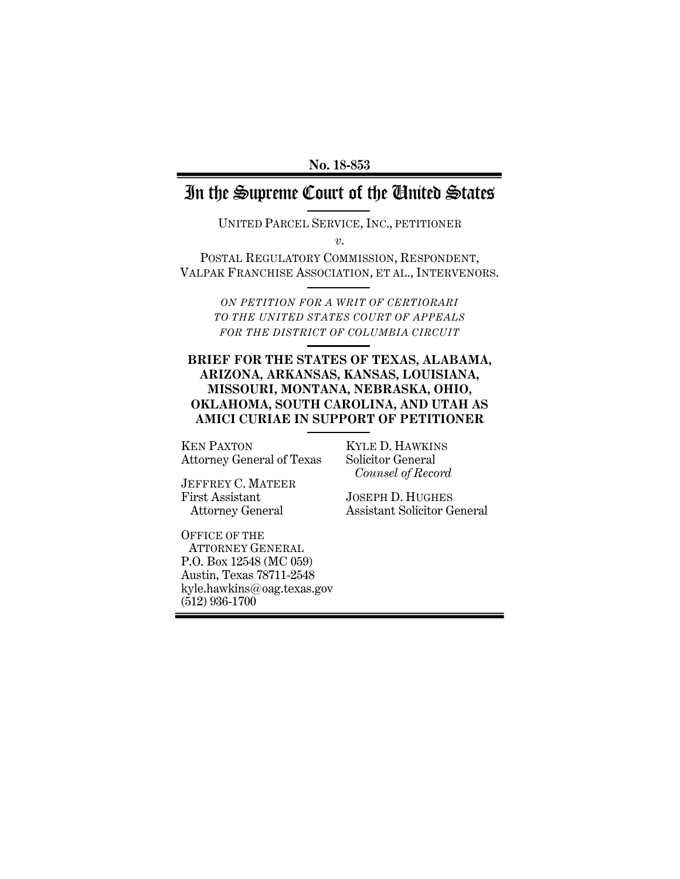**No. 18-853**

# In the Supreme Court of the United States

UNITED PARCEL SERVICE, INC., PETITIONER

*v.*

POSTAL REGULATORY COMMISSION, RESPONDENT,
VALPAK FRANCHISE ASSOCIATION, ET AL., INTERVENORS.

*ON PETITION FOR A WRIT OF CERTIORARI TO THE UNITED STATES COURT OF APPEALS FOR THE DISTRICT OF COLUMBIA CIRCUIT*

**BRIEF FOR THE STATES OF TEXAS, ALABAMA, ARIZONA, ARKANSAS, KANSAS, LOUISIANA, MISSOURI, MONTANA, NEBRASKA, OHIO, OKLAHOMA, SOUTH CAROLINA, AND UTAH AS AMICI CURIAE IN SUPPORT OF PETITIONER**

KEN PAXTON
Attorney General of Texas

JEFFREY C. MATEER
First Assistant
Attorney General

OFFICE OF THE
ATTORNEY GENERAL
P.O. Box 12548 (MC 059)
Austin, Texas 78711-2548
kyle.hawkins@oag.texas.gov
(512) 936-1700

KYLE D. HAWKINS
Solicitor General
*Counsel of Record*

JOSEPH D. HUGHES
Assistant Solicitor General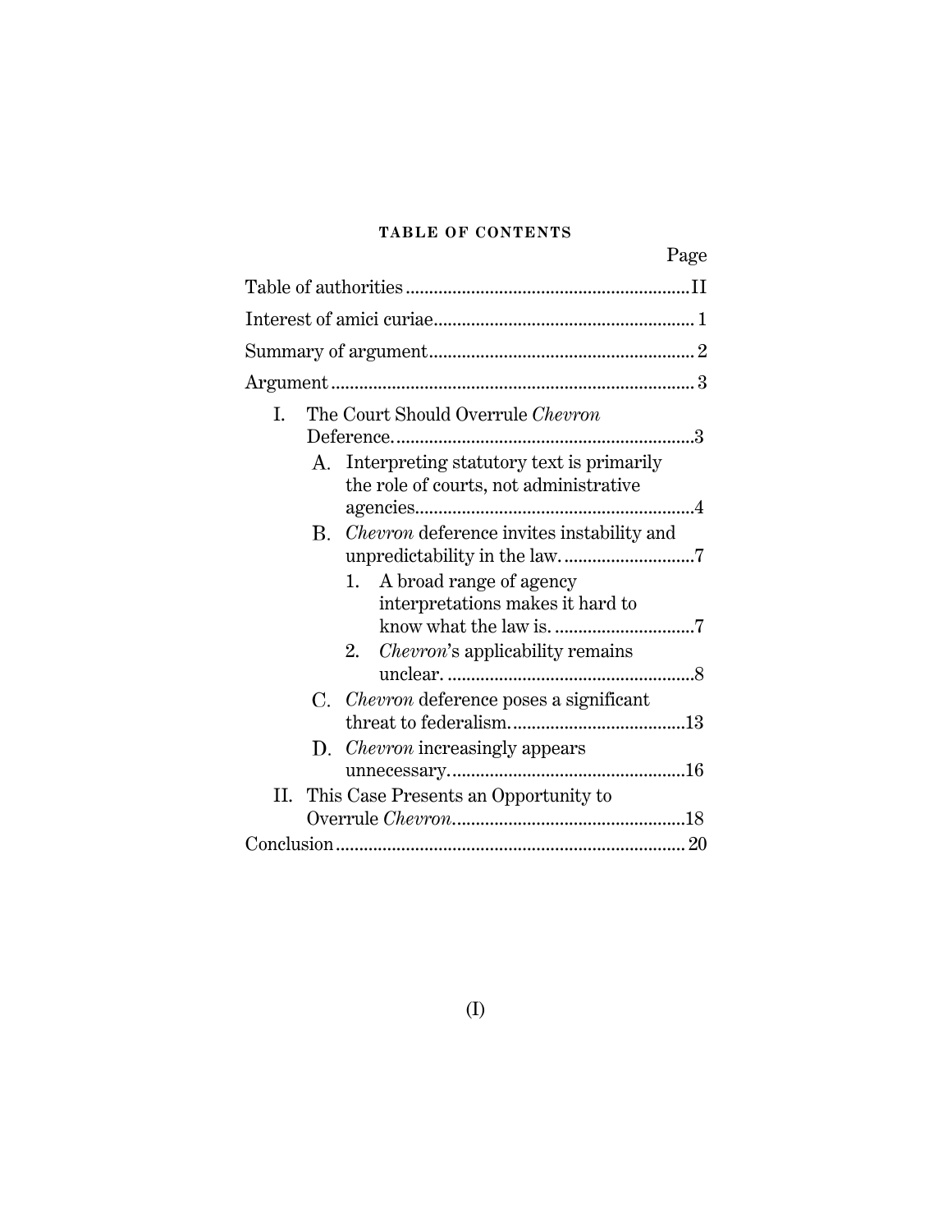# TABLE OF CONTENTS

Page

Table of authorities ........................................................... II

Interest of amici curiae ....................................................... 1

Summary of argument ......................................................... 2

Argument ............................................................................. 3

- I. The Court Should Overrule *Chevron* Deference. ............................................................... 3
  - A. Interpreting statutory text is primarily the role of courts, not administrative agencies. ........................................................... 4
  - B. *Chevron* deference invites instability and unpredictability in the law. ............................ 7
    - 1. A broad range of agency interpretations makes it hard to know what the law is. ............................. 7
    - 2. *Chevron*'s applicability remains unclear. ..................................................... 8
  - C. *Chevron* deference poses a significant threat to federalism. ..................................... 13
  - D. *Chevron* increasingly appears unnecessary. .................................................. 16
- II. This Case Presents an Opportunity to Overrule *Chevron*. ................................................ 18

Conclusion .......................................................................... 20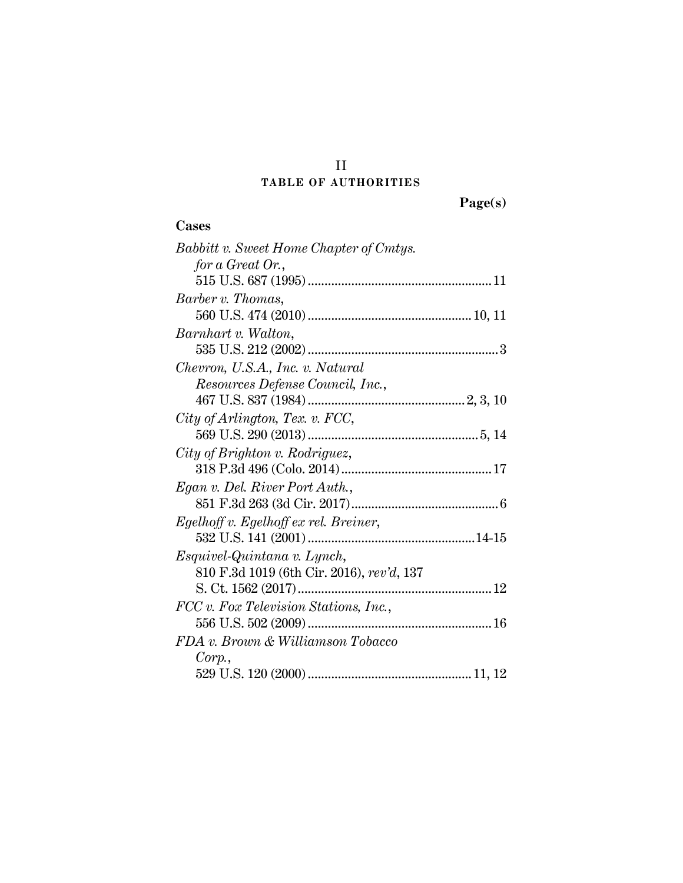## TABLE OF AUTHORITIES

**Page(s)**

**Cases**

*Babbitt v. Sweet Home Chapter of Cmtys. for a Great Or.*, 515 U.S. 687 (1995) .......... 11

*Barber v. Thomas*, 560 U.S. 474 (2010) .......... 10, 11

*Barnhart v. Walton*, 535 U.S. 212 (2002) .......... 3

*Chevron, U.S.A., Inc. v. Natural Resources Defense Council, Inc.*, 467 U.S. 837 (1984) .......... 2, 3, 10

*City of Arlington, Tex. v. FCC*, 569 U.S. 290 (2013) .......... 5, 14

*City of Brighton v. Rodriguez*, 318 P.3d 496 (Colo. 2014) .......... 17

*Egan v. Del. River Port Auth.*, 851 F.3d 263 (3d Cir. 2017) .......... 6

*Egelhoff v. Egelhoff ex rel. Breiner*, 532 U.S. 141 (2001) .......... 14-15

*Esquivel-Quintana v. Lynch*, 810 F.3d 1019 (6th Cir. 2016), *rev'd*, 137 S. Ct. 1562 (2017) .......... 12

*FCC v. Fox Television Stations, Inc.*, 556 U.S. 502 (2009) .......... 16

*FDA v. Brown & Williamson Tobacco Corp.*, 529 U.S. 120 (2000) .......... 11, 12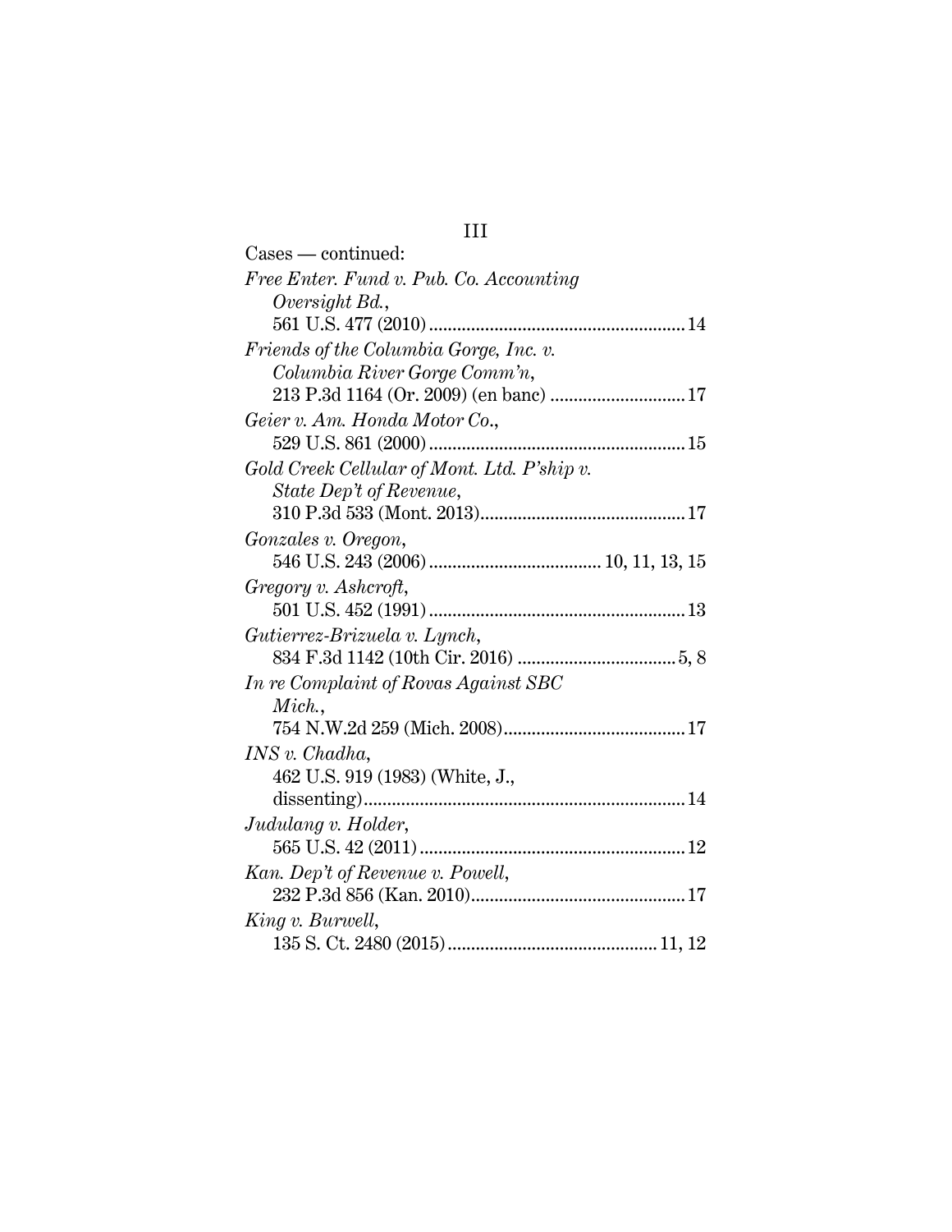Cases — continued:

*Free Enter. Fund v. Pub. Co. Accounting Oversight Bd.*,
561 U.S. 477 (2010) .......................................................... 14

*Friends of the Columbia Gorge, Inc. v. Columbia River Gorge Comm'n*,
213 P.3d 1164 (Or. 2009) (en banc) ............................ 17

*Geier v. Am. Honda Motor Co.*,
529 U.S. 861 (2000) .......................................................... 15

*Gold Creek Cellular of Mont. Ltd. P'ship v. State Dep't of Revenue*,
310 P.3d 533 (Mont. 2013) ............................................ 17

*Gonzales v. Oregon*,
546 U.S. 243 (2006) .................................... 10, 11, 13, 15

*Gregory v. Ashcroft*,
501 U.S. 452 (1991) .......................................................... 13

*Gutierrez-Brizuela v. Lynch*,
834 F.3d 1142 (10th Cir. 2016) .................................. 5, 8

*In re Complaint of Rovas Against SBC Mich.*,
754 N.W.2d 259 (Mich. 2008) ....................................... 17

*INS v. Chadha*,
462 U.S. 919 (1983) (White, J., dissenting) ..................................................................... 14

*Judulang v. Holder*,
565 U.S. 42 (2011) ............................................................ 12

*Kan. Dep't of Revenue v. Powell*,
232 P.3d 856 (Kan. 2010) .............................................. 17

*King v. Burwell*,
135 S. Ct. 2480 (2015) ............................................ 11, 12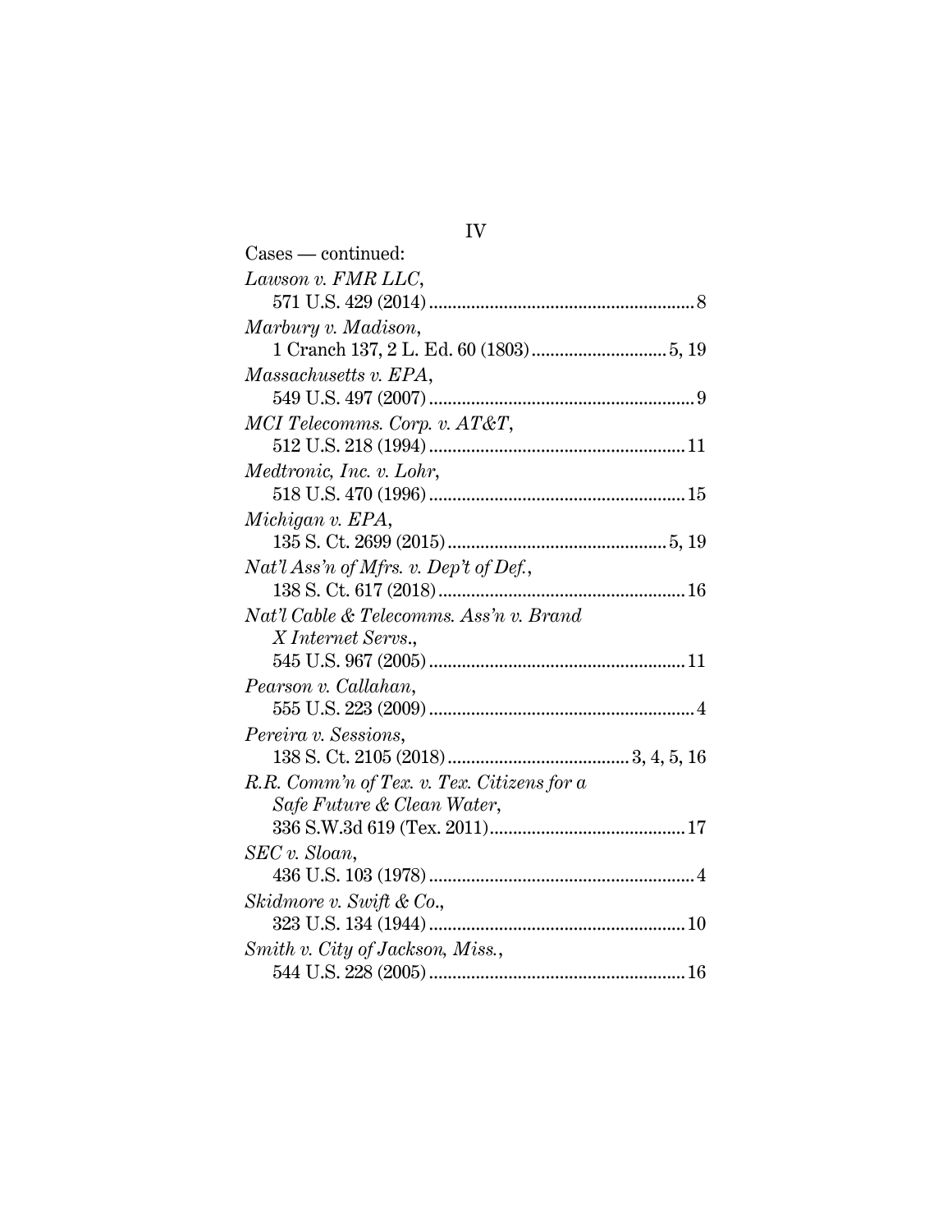Cases — continued:

*Lawson v. FMR LLC*,
571 U.S. 429 (2014) ........................................................ 8

*Marbury v. Madison*,
1 Cranch 137, 2 L. Ed. 60 (1803) ............................ 5, 19

*Massachusetts v. EPA*,
549 U.S. 497 (2007) ........................................................ 9

*MCI Telecomms. Corp. v. AT&T*,
512 U.S. 218 (1994) ...................................................... 11

*Medtronic, Inc. v. Lohr*,
518 U.S. 470 (1996) ...................................................... 15

*Michigan v. EPA*,
135 S. Ct. 2699 (2015) .............................................. 5, 19

*Nat'l Ass'n of Mfrs. v. Dep't of Def.*,
138 S. Ct. 617 (2018) .................................................... 16

*Nat'l Cable & Telecomms. Ass'n v. Brand X Internet Servs.*,
545 U.S. 967 (2005) ...................................................... 11

*Pearson v. Callahan*,
555 U.S. 223 (2009) ........................................................ 4

*Pereira v. Sessions*,
138 S. Ct. 2105 (2018) ...................................... 3, 4, 5, 16

*R.R. Comm'n of Tex. v. Tex. Citizens for a Safe Future & Clean Water*,
336 S.W.3d 619 (Tex. 2011) .......................................... 17

*SEC v. Sloan*,
436 U.S. 103 (1978) ........................................................ 4

*Skidmore v. Swift & Co.*,
323 U.S. 134 (1944) ...................................................... 10

*Smith v. City of Jackson, Miss.*,
544 U.S. 228 (2005) ...................................................... 16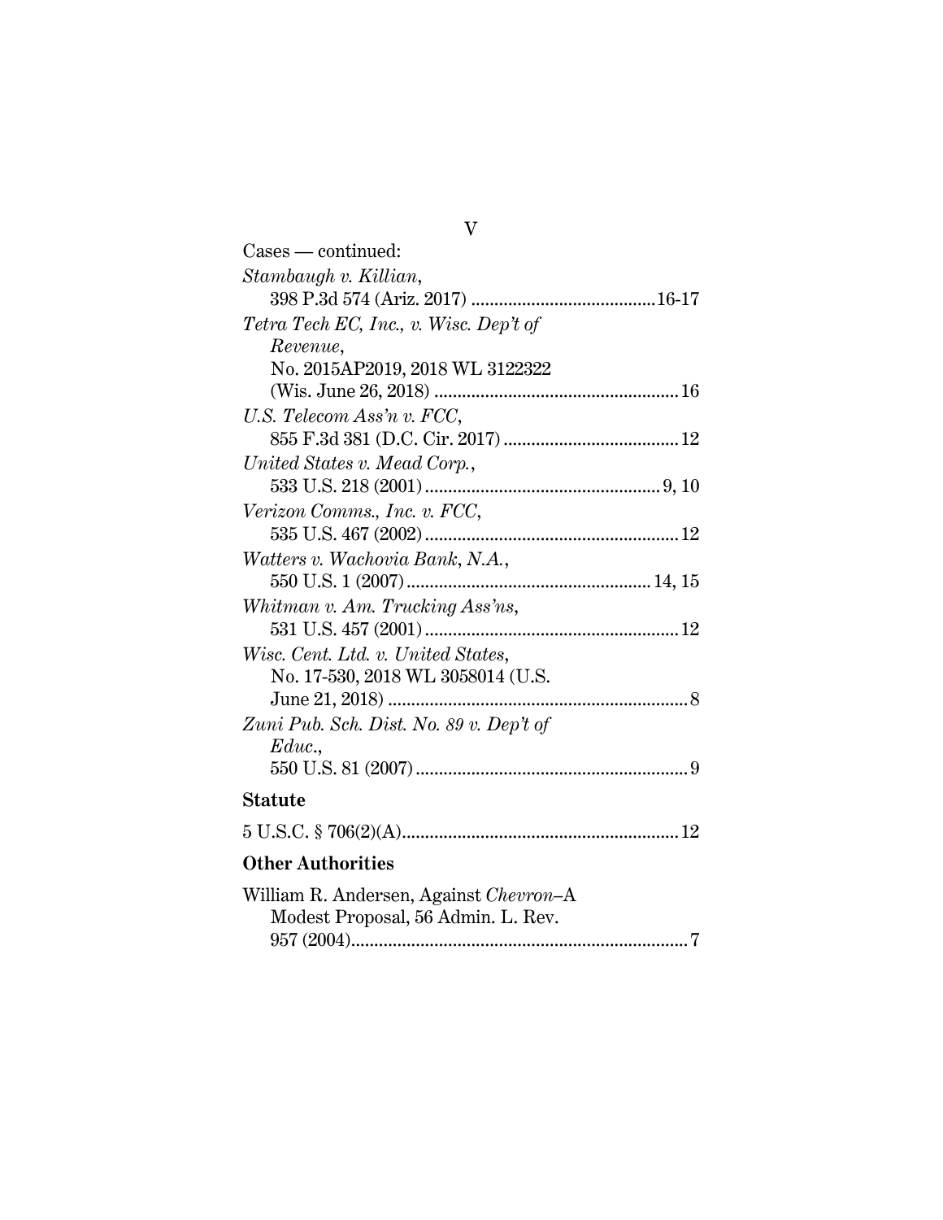Cases — continued:

*Stambaugh v. Killian*,
398 P.3d 574 (Ariz. 2017) ........................................16-17

*Tetra Tech EC, Inc., v. Wisc. Dep't of Revenue*,
No. 2015AP2019, 2018 WL 3122322 (Wis. June 26, 2018) ..................................................... 16

*U.S. Telecom Ass'n v. FCC*,
855 F.3d 381 (D.C. Cir. 2017) ...................................... 12

*United States v. Mead Corp.*,
533 U.S. 218 (2001) .................................................. 9, 10

*Verizon Comms., Inc. v. FCC*,
535 U.S. 467 (2002) ...................................................... 12

*Watters v. Wachovia Bank, N.A.*,
550 U.S. 1 (2007) .................................................... 14, 15

*Whitman v. Am. Trucking Ass'ns*,
531 U.S. 457 (2001) ...................................................... 12

*Wisc. Cent. Ltd. v. United States*,
No. 17-530, 2018 WL 3058014 (U.S. June 21, 2018) ................................................................. 8

*Zuni Pub. Sch. Dist. No. 89 v. Dep't of Educ.*,
550 U.S. 81 (2007) .......................................................... 9

## Statute

5 U.S.C. § 706(2)(A)........................................................... 12

## Other Authorities

William R. Andersen, Against *Chevron*–A Modest Proposal, 56 Admin. L. Rev. 957 (2004)......................................................................... 7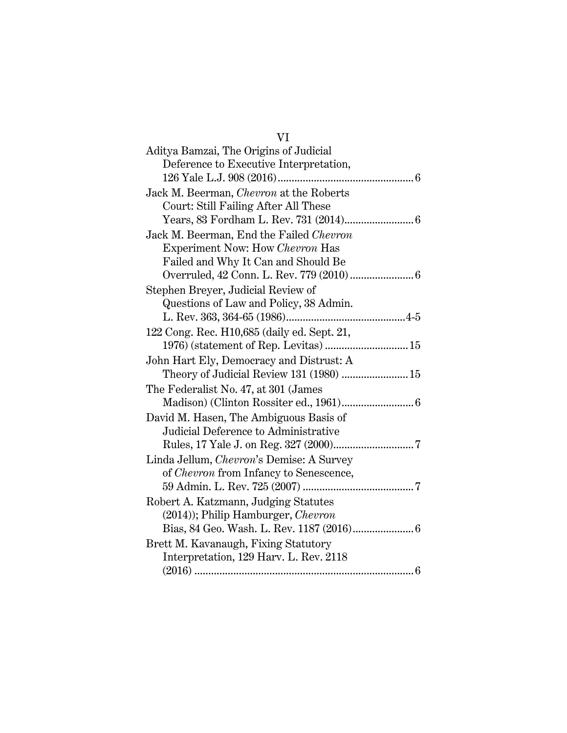Aditya Bamzai, The Origins of Judicial Deference to Executive Interpretation, 126 Yale L.J. 908 (2016) ........................................ 6

Jack M. Beerman, *Chevron* at the Roberts Court: Still Failing After All These Years, 83 Fordham L. Rev. 731 (2014) ........................ 6

Jack M. Beerman, End the Failed *Chevron* Experiment Now: How *Chevron* Has Failed and Why It Can and Should Be Overruled, 42 Conn. L. Rev. 779 (2010) ........................ 6

Stephen Breyer, Judicial Review of Questions of Law and Policy, 38 Admin. L. Rev. 363, 364-65 (1986) ........................................ 4-5

122 Cong. Rec. H10,685 (daily ed. Sept. 21, 1976) (statement of Rep. Levitas) ........................ 15

John Hart Ely, Democracy and Distrust: A Theory of Judicial Review 131 (1980) ........................ 15

The Federalist No. 47, at 301 (James Madison) (Clinton Rossiter ed., 1961) ........................ 6

David M. Hasen, The Ambiguous Basis of Judicial Deference to Administrative Rules, 17 Yale J. on Reg. 327 (2000) ........................ 7

Linda Jellum, *Chevron*'s Demise: A Survey of *Chevron* from Infancy to Senescence, 59 Admin. L. Rev. 725 (2007) ........................................ 7

Robert A. Katzmann, Judging Statutes (2014)); Philip Hamburger, *Chevron* Bias, 84 Geo. Wash. L. Rev. 1187 (2016) ........................ 6

Brett M. Kavanaugh, Fixing Statutory Interpretation, 129 Harv. L. Rev. 2118 (2016) ........................................ 6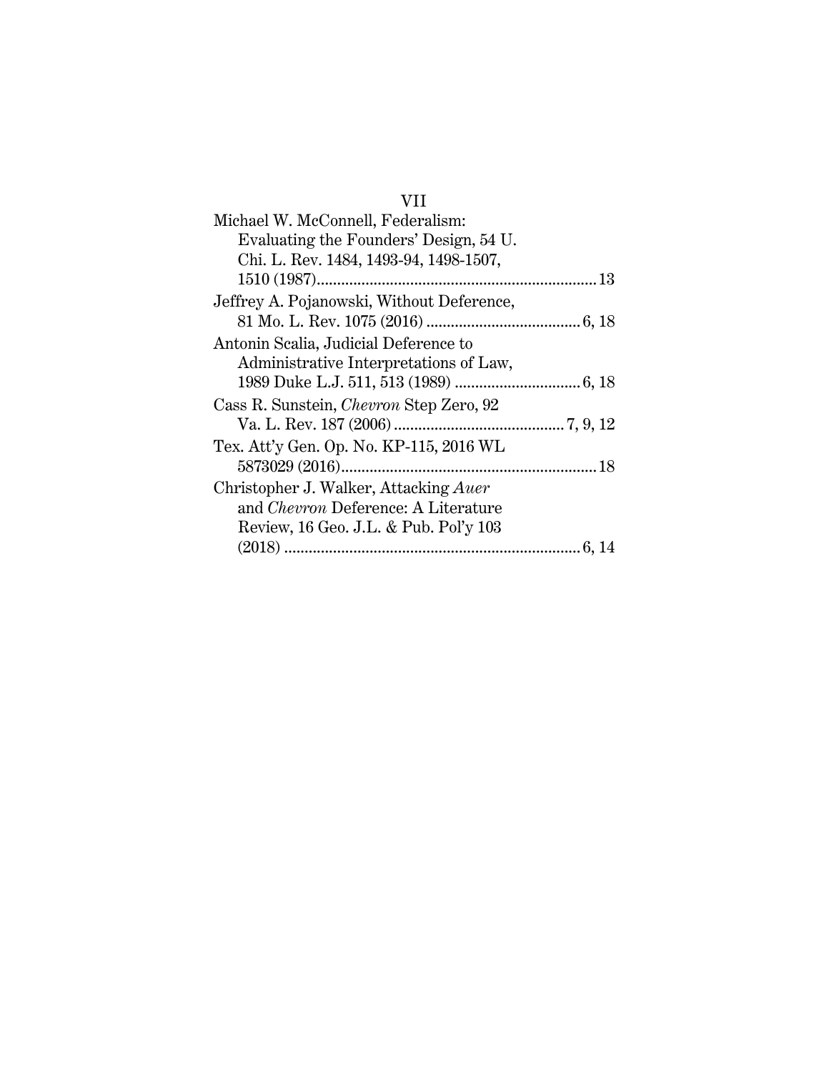Michael W. McConnell, Federalism: Evaluating the Founders' Design, 54 U. Chi. L. Rev. 1484, 1493-94, 1498-1507, 1510 (1987) .................................................................... 13

Jeffrey A. Pojanowski, Without Deference, 81 Mo. L. Rev. 1075 (2016) ..................................... 6, 18

Antonin Scalia, Judicial Deference to Administrative Interpretations of Law, 1989 Duke L.J. 511, 513 (1989) .............................. 6, 18

Cass R. Sunstein, *Chevron* Step Zero, 92 Va. L. Rev. 187 (2006) .......................................... 7, 9, 12

Tex. Att'y Gen. Op. No. KP-115, 2016 WL 5873029 (2016) ............................................................... 18

Christopher J. Walker, Attacking *Auer* and *Chevron* Deference: A Literature Review, 16 Geo. J.L. & Pub. Pol'y 103 (2018) ......................................................................... 6, 14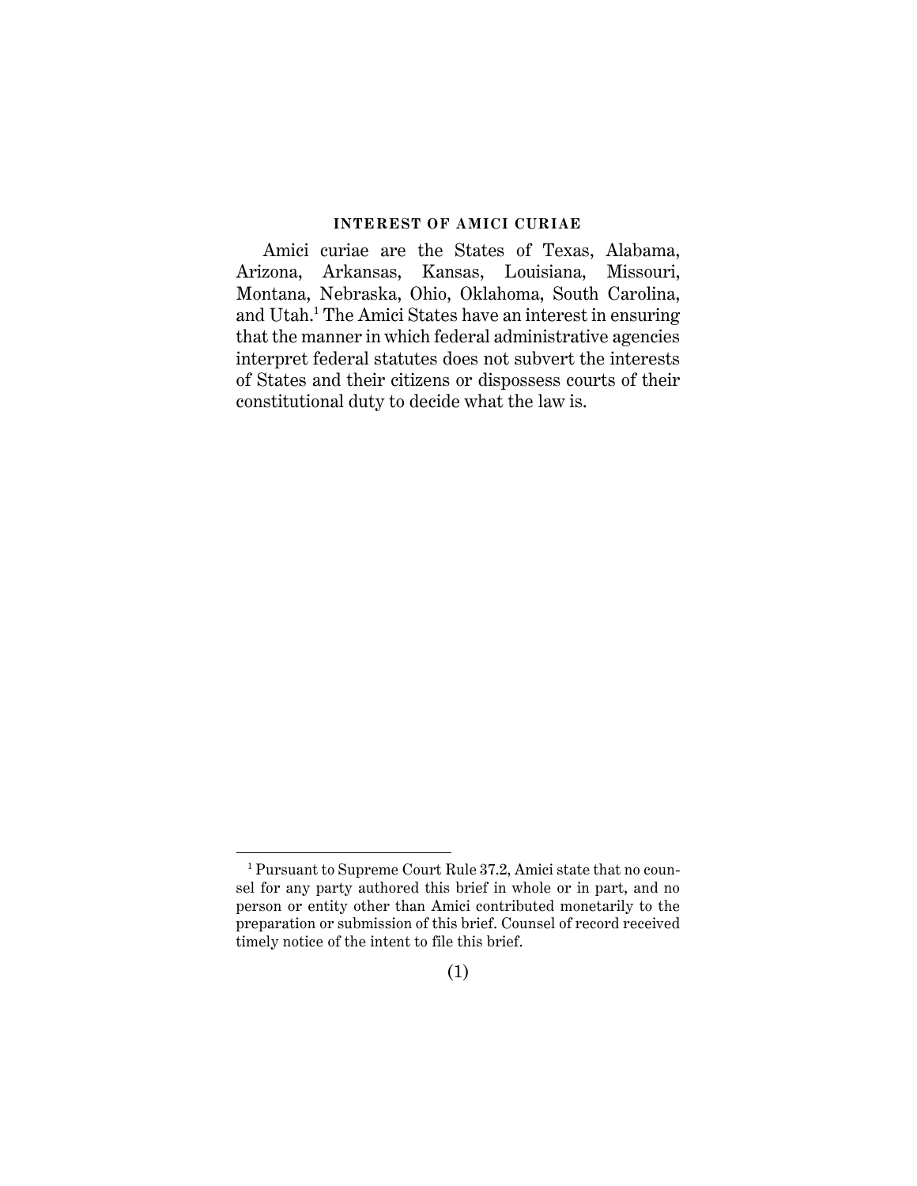## INTEREST OF AMICI CURIAE

Amici curiae are the States of Texas, Alabama, Arizona, Arkansas, Kansas, Louisiana, Missouri, Montana, Nebraska, Ohio, Oklahoma, South Carolina, and Utah.[1] The Amici States have an interest in ensuring that the manner in which federal administrative agencies interpret federal statutes does not subvert the interests of States and their citizens or dispossess courts of their constitutional duty to decide what the law is.

---

[1] Pursuant to Supreme Court Rule 37.2, Amici state that no counsel for any party authored this brief in whole or in part, and no person or entity other than Amici contributed monetarily to the preparation or submission of this brief. Counsel of record received timely notice of the intent to file this brief.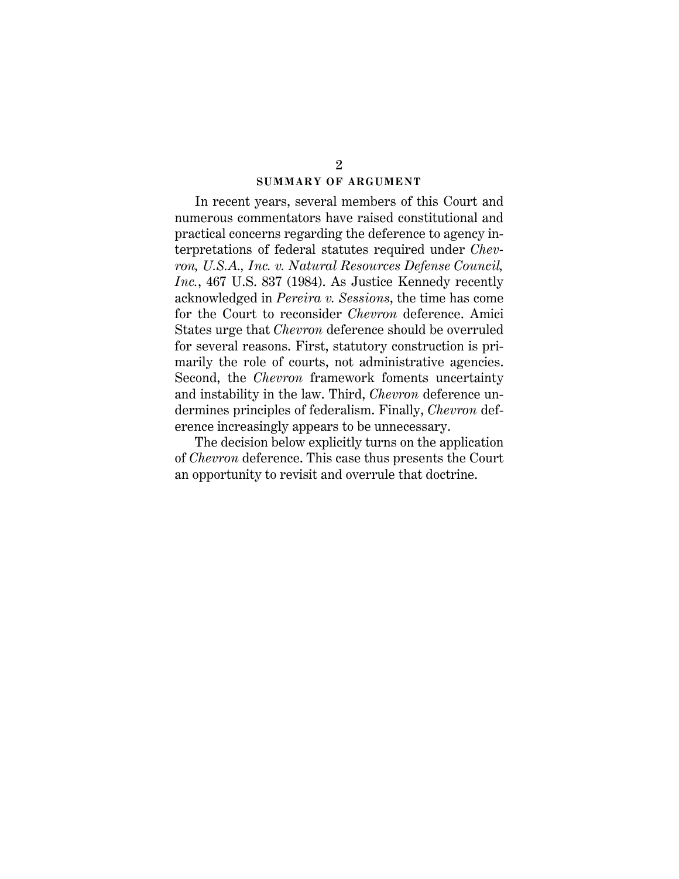## SUMMARY OF ARGUMENT

In recent years, several members of this Court and numerous commentators have raised constitutional and practical concerns regarding the deference to agency interpretations of federal statutes required under *Chevron, U.S.A., Inc. v. Natural Resources Defense Council, Inc.*, 467 U.S. 837 (1984). As Justice Kennedy recently acknowledged in *Pereira v. Sessions*, the time has come for the Court to reconsider *Chevron* deference. Amici States urge that *Chevron* deference should be overruled for several reasons. First, statutory construction is primarily the role of courts, not administrative agencies. Second, the *Chevron* framework foments uncertainty and instability in the law. Third, *Chevron* deference undermines principles of federalism. Finally, *Chevron* deference increasingly appears to be unnecessary.

The decision below explicitly turns on the application of *Chevron* deference. This case thus presents the Court an opportunity to revisit and overrule that doctrine.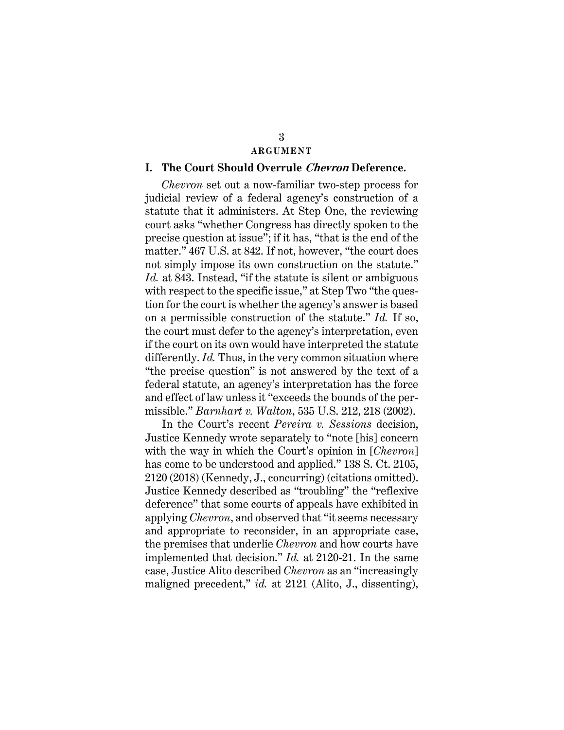## ARGUMENT

### I. The Court Should Overrule *Chevron* Deference.

*Chevron* set out a now-familiar two-step process for judicial review of a federal agency's construction of a statute that it administers. At Step One, the reviewing court asks "whether Congress has directly spoken to the precise question at issue"; if it has, "that is the end of the matter." 467 U.S. at 842. If not, however, "the court does not simply impose its own construction on the statute." *Id.* at 843. Instead, "if the statute is silent or ambiguous with respect to the specific issue," at Step Two "the question for the court is whether the agency's answer is based on a permissible construction of the statute." *Id.* If so, the court must defer to the agency's interpretation, even if the court on its own would have interpreted the statute differently. *Id.* Thus, in the very common situation where "the precise question" is not answered by the text of a federal statute, an agency's interpretation has the force and effect of law unless it "exceeds the bounds of the permissible." *Barnhart v. Walton*, 535 U.S. 212, 218 (2002).

In the Court's recent *Pereira v. Sessions* decision, Justice Kennedy wrote separately to "note [his] concern with the way in which the Court's opinion in [*Chevron*] has come to be understood and applied." 138 S. Ct. 2105, 2120 (2018) (Kennedy, J., concurring) (citations omitted). Justice Kennedy described as "troubling" the "reflexive deference" that some courts of appeals have exhibited in applying *Chevron*, and observed that "it seems necessary and appropriate to reconsider, in an appropriate case, the premises that underlie *Chevron* and how courts have implemented that decision." *Id.* at 2120-21. In the same case, Justice Alito described *Chevron* as an "increasingly maligned precedent," *id.* at 2121 (Alito, J., dissenting),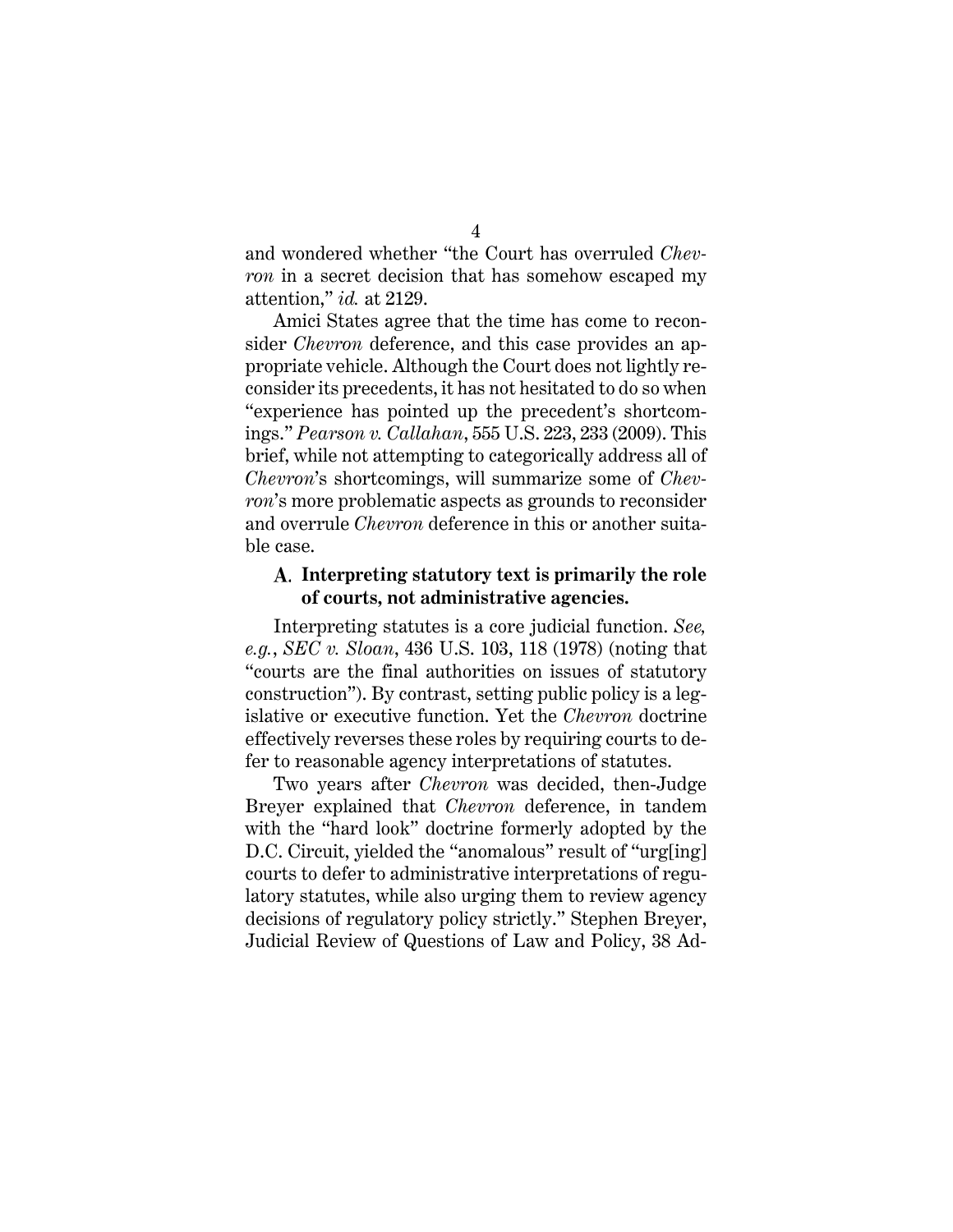and wondered whether "the Court has overruled *Chevron* in a secret decision that has somehow escaped my attention," *id.* at 2129.

Amici States agree that the time has come to reconsider *Chevron* deference, and this case provides an appropriate vehicle. Although the Court does not lightly reconsider its precedents, it has not hesitated to do so when "experience has pointed up the precedent's shortcomings." *Pearson v. Callahan*, 555 U.S. 223, 233 (2009). This brief, while not attempting to categorically address all of *Chevron*'s shortcomings, will summarize some of *Chevron*'s more problematic aspects as grounds to reconsider and overrule *Chevron* deference in this or another suitable case.

### A. Interpreting statutory text is primarily the role of courts, not administrative agencies.

Interpreting statutes is a core judicial function. *See, e.g.*, *SEC v. Sloan*, 436 U.S. 103, 118 (1978) (noting that "courts are the final authorities on issues of statutory construction"). By contrast, setting public policy is a legislative or executive function. Yet the *Chevron* doctrine effectively reverses these roles by requiring courts to defer to reasonable agency interpretations of statutes.

Two years after *Chevron* was decided, then-Judge Breyer explained that *Chevron* deference, in tandem with the "hard look" doctrine formerly adopted by the D.C. Circuit, yielded the "anomalous" result of "urg[ing] courts to defer to administrative interpretations of regulatory statutes, while also urging them to review agency decisions of regulatory policy strictly." Stephen Breyer, Judicial Review of Questions of Law and Policy, 38 Ad-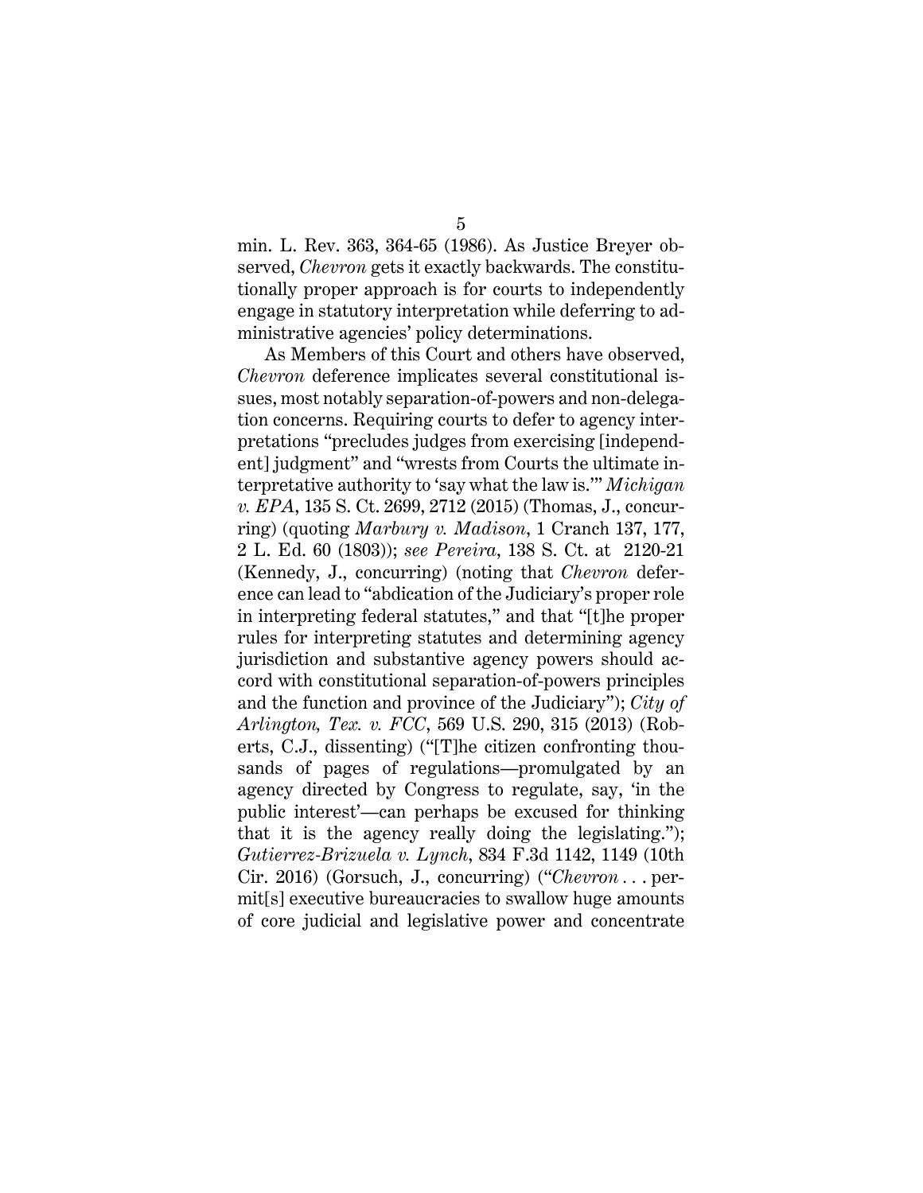min. L. Rev. 363, 364-65 (1986). As Justice Breyer observed, *Chevron* gets it exactly backwards. The constitutionally proper approach is for courts to independently engage in statutory interpretation while deferring to administrative agencies' policy determinations.

As Members of this Court and others have observed, *Chevron* deference implicates several constitutional issues, most notably separation-of-powers and non-delegation concerns. Requiring courts to defer to agency interpretations "precludes judges from exercising [independent] judgment" and "wrests from Courts the ultimate interpretative authority to 'say what the law is.'" *Michigan v. EPA*, 135 S. Ct. 2699, 2712 (2015) (Thomas, J., concurring) (quoting *Marbury v. Madison*, 1 Cranch 137, 177, 2 L. Ed. 60 (1803)); *see Pereira*, 138 S. Ct. at 2120-21 (Kennedy, J., concurring) (noting that *Chevron* deference can lead to "abdication of the Judiciary's proper role in interpreting federal statutes," and that "[t]he proper rules for interpreting statutes and determining agency jurisdiction and substantive agency powers should accord with constitutional separation-of-powers principles and the function and province of the Judiciary"); *City of Arlington, Tex. v. FCC*, 569 U.S. 290, 315 (2013) (Roberts, C.J., dissenting) ("[T]he citizen confronting thousands of pages of regulations—promulgated by an agency directed by Congress to regulate, say, 'in the public interest'—can perhaps be excused for thinking that it is the agency really doing the legislating."); *Gutierrez-Brizuela v. Lynch*, 834 F.3d 1142, 1149 (10th Cir. 2016) (Gorsuch, J., concurring) ("*Chevron* . . . permit[s] executive bureaucracies to swallow huge amounts of core judicial and legislative power and concentrate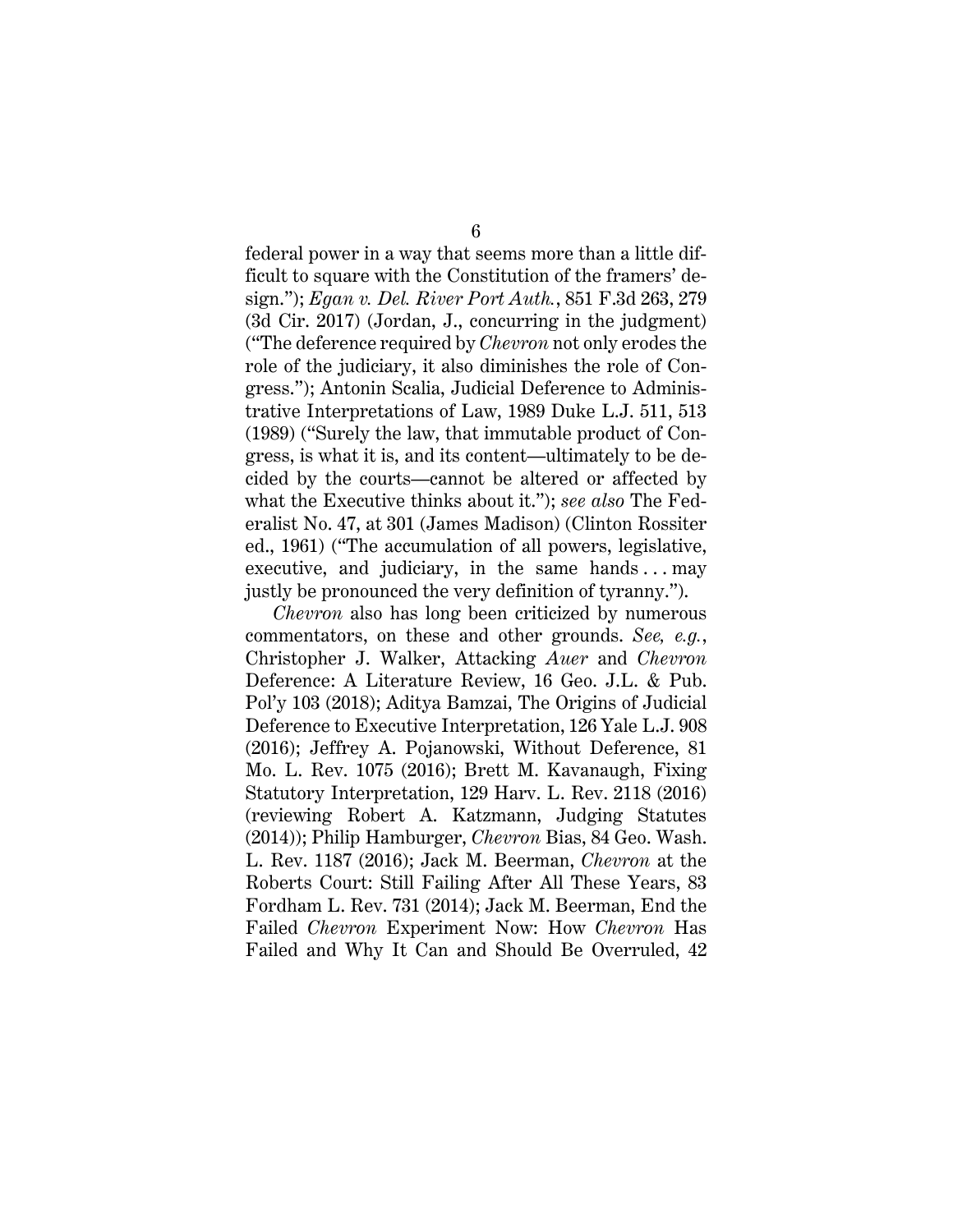federal power in a way that seems more than a little difficult to square with the Constitution of the framers' design."); *Egan v. Del. River Port Auth.*, 851 F.3d 263, 279 (3d Cir. 2017) (Jordan, J., concurring in the judgment) ("The deference required by *Chevron* not only erodes the role of the judiciary, it also diminishes the role of Congress."); Antonin Scalia, Judicial Deference to Administrative Interpretations of Law, 1989 Duke L.J. 511, 513 (1989) ("Surely the law, that immutable product of Congress, is what it is, and its content—ultimately to be decided by the courts—cannot be altered or affected by what the Executive thinks about it."); *see also* The Federalist No. 47, at 301 (James Madison) (Clinton Rossiter ed., 1961) ("The accumulation of all powers, legislative, executive, and judiciary, in the same hands . . . may justly be pronounced the very definition of tyranny.").

*Chevron* also has long been criticized by numerous commentators, on these and other grounds. *See, e.g.*, Christopher J. Walker, Attacking *Auer* and *Chevron* Deference: A Literature Review, 16 Geo. J.L. & Pub. Pol'y 103 (2018); Aditya Bamzai, The Origins of Judicial Deference to Executive Interpretation, 126 Yale L.J. 908 (2016); Jeffrey A. Pojanowski, Without Deference, 81 Mo. L. Rev. 1075 (2016); Brett M. Kavanaugh, Fixing Statutory Interpretation, 129 Harv. L. Rev. 2118 (2016) (reviewing Robert A. Katzmann, Judging Statutes (2014)); Philip Hamburger, *Chevron* Bias, 84 Geo. Wash. L. Rev. 1187 (2016); Jack M. Beerman, *Chevron* at the Roberts Court: Still Failing After All These Years, 83 Fordham L. Rev. 731 (2014); Jack M. Beerman, End the Failed *Chevron* Experiment Now: How *Chevron* Has Failed and Why It Can and Should Be Overruled, 42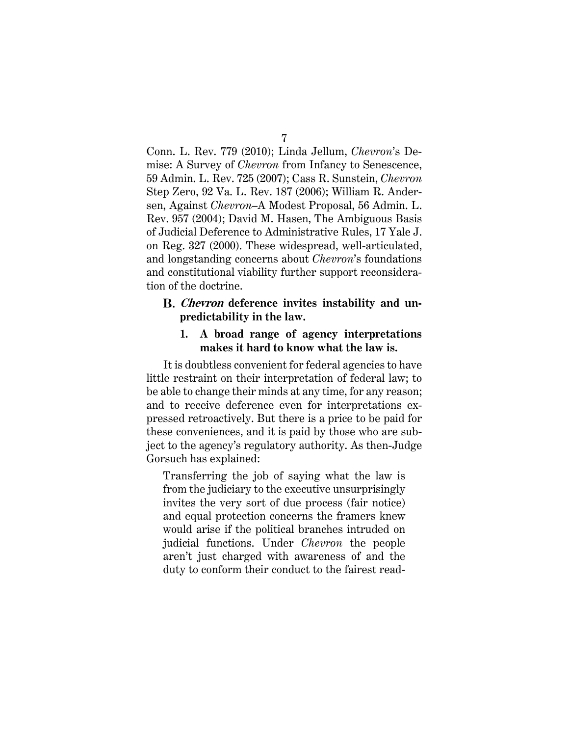Conn. L. Rev. 779 (2010); Linda Jellum, *Chevron*'s Demise: A Survey of *Chevron* from Infancy to Senescence, 59 Admin. L. Rev. 725 (2007); Cass R. Sunstein, *Chevron* Step Zero, 92 Va. L. Rev. 187 (2006); William R. Andersen, Against *Chevron*–A Modest Proposal, 56 Admin. L. Rev. 957 (2004); David M. Hasen, The Ambiguous Basis of Judicial Deference to Administrative Rules, 17 Yale J. on Reg. 327 (2000). These widespread, well-articulated, and longstanding concerns about *Chevron*'s foundations and constitutional viability further support reconsideration of the doctrine.

### B. *Chevron* deference invites instability and unpredictability in the law.

#### 1. A broad range of agency interpretations makes it hard to know what the law is.

It is doubtless convenient for federal agencies to have little restraint on their interpretation of federal law; to be able to change their minds at any time, for any reason; and to receive deference even for interpretations expressed retroactively. But there is a price to be paid for these conveniences, and it is paid by those who are subject to the agency's regulatory authority. As then-Judge Gorsuch has explained:

> Transferring the job of saying what the law is from the judiciary to the executive unsurprisingly invites the very sort of due process (fair notice) and equal protection concerns the framers knew would arise if the political branches intruded on judicial functions. Under *Chevron* the people aren't just charged with awareness of and the duty to conform their conduct to the fairest read-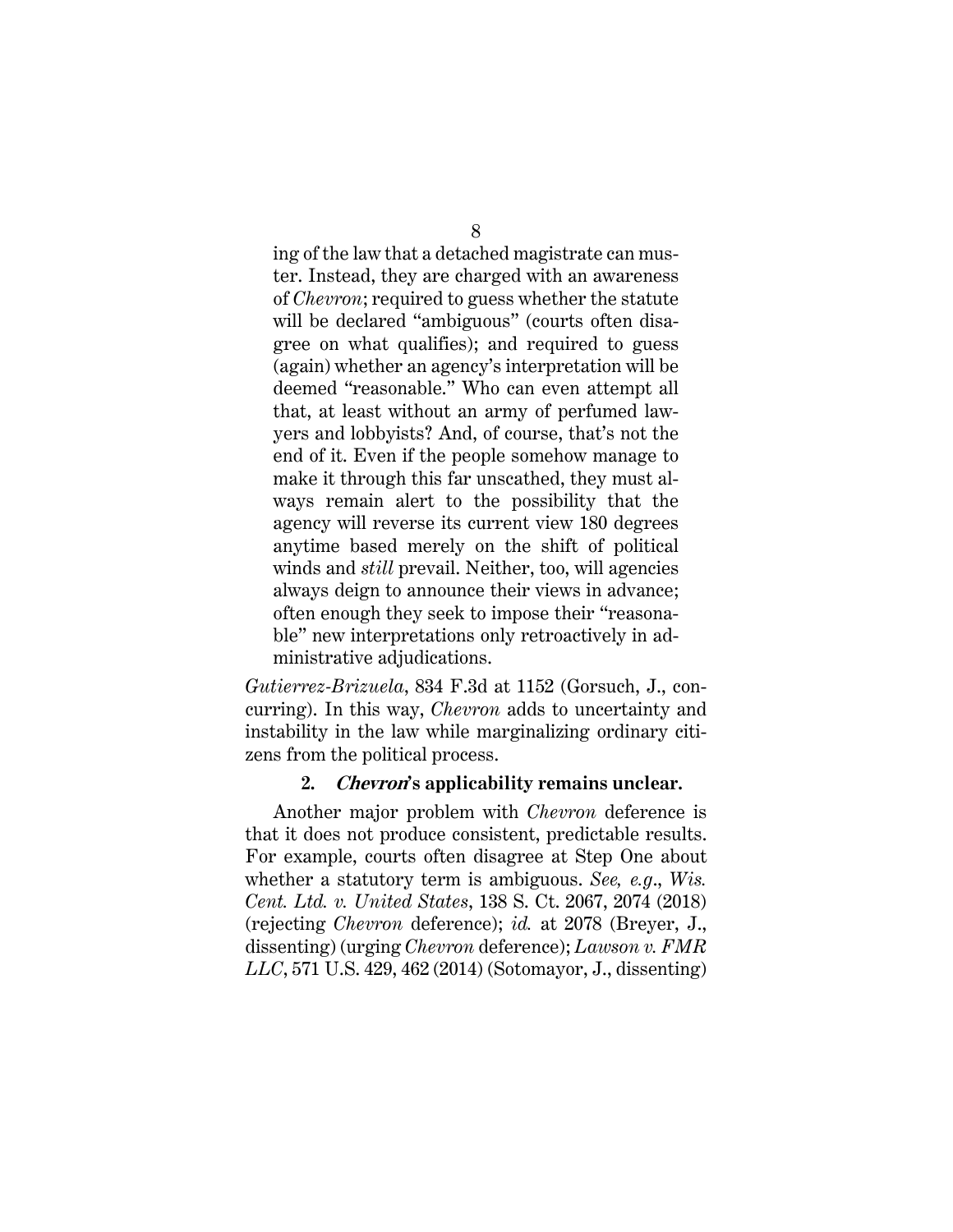> ing of the law that a detached magistrate can muster. Instead, they are charged with an awareness of *Chevron*; required to guess whether the statute will be declared "ambiguous" (courts often disagree on what qualifies); and required to guess (again) whether an agency's interpretation will be deemed "reasonable." Who can even attempt all that, at least without an army of perfumed lawyers and lobbyists? And, of course, that's not the end of it. Even if the people somehow manage to make it through this far unscathed, they must always remain alert to the possibility that the agency will reverse its current view 180 degrees anytime based merely on the shift of political winds and *still* prevail. Neither, too, will agencies always deign to announce their views in advance; often enough they seek to impose their "reasonable" new interpretations only retroactively in administrative adjudications.

*Gutierrez-Brizuela*, 834 F.3d at 1152 (Gorsuch, J., concurring). In this way, *Chevron* adds to uncertainty and instability in the law while marginalizing ordinary citizens from the political process.

#### 2. *Chevron*'s applicability remains unclear.

Another major problem with *Chevron* deference is that it does not produce consistent, predictable results. For example, courts often disagree at Step One about whether a statutory term is ambiguous. *See, e.g.*, *Wis. Cent. Ltd. v. United States*, 138 S. Ct. 2067, 2074 (2018) (rejecting *Chevron* deference); *id.* at 2078 (Breyer, J., dissenting) (urging *Chevron* deference); *Lawson v. FMR LLC*, 571 U.S. 429, 462 (2014) (Sotomayor, J., dissenting)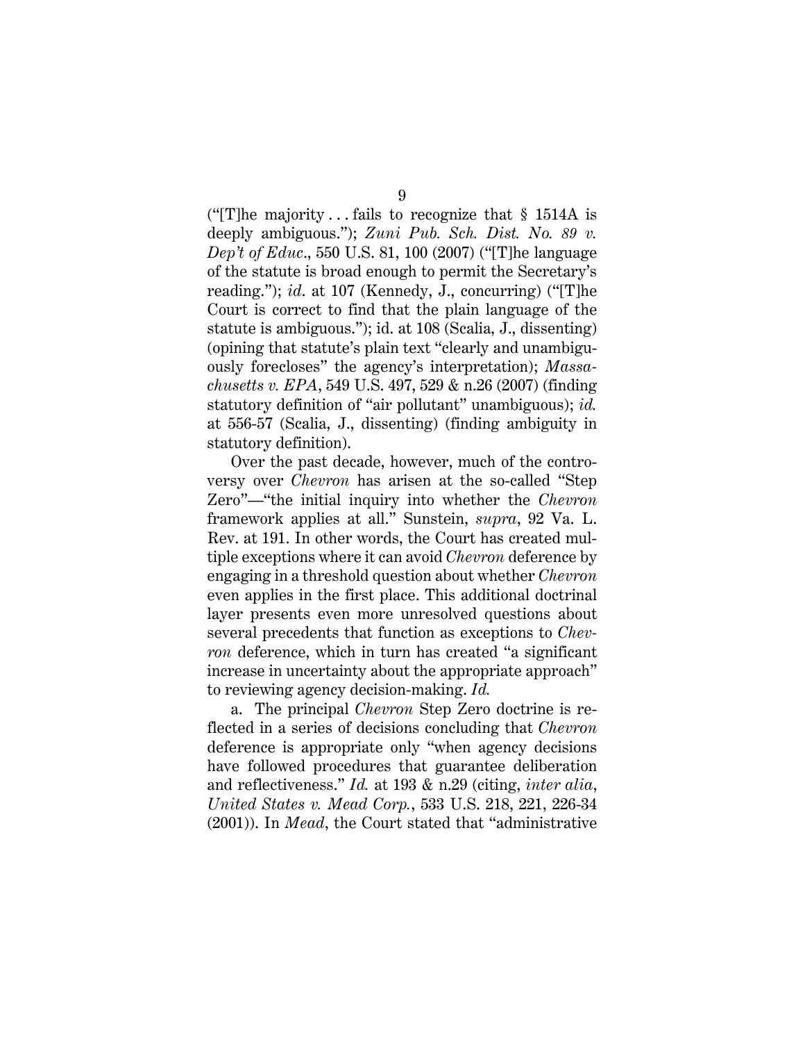("[T]he majority . . . fails to recognize that § 1514A is deeply ambiguous."); *Zuni Pub. Sch. Dist. No. 89 v. Dep't of Educ.*, 550 U.S. 81, 100 (2007) ("[T]he language of the statute is broad enough to permit the Secretary's reading."); *id.* at 107 (Kennedy, J., concurring) ("[T]he Court is correct to find that the plain language of the statute is ambiguous."); id. at 108 (Scalia, J., dissenting) (opining that statute's plain text "clearly and unambiguously forecloses" the agency's interpretation); *Massachusetts v. EPA*, 549 U.S. 497, 529 & n.26 (2007) (finding statutory definition of "air pollutant" unambiguous); *id.* at 556-57 (Scalia, J., dissenting) (finding ambiguity in statutory definition).

Over the past decade, however, much of the controversy over *Chevron* has arisen at the so-called "Step Zero"—"the initial inquiry into whether the *Chevron* framework applies at all." Sunstein, *supra*, 92 Va. L. Rev. at 191. In other words, the Court has created multiple exceptions where it can avoid *Chevron* deference by engaging in a threshold question about whether *Chevron* even applies in the first place. This additional doctrinal layer presents even more unresolved questions about several precedents that function as exceptions to *Chevron* deference, which in turn has created "a significant increase in uncertainty about the appropriate approach" to reviewing agency decision-making. *Id.*

a. The principal *Chevron* Step Zero doctrine is reflected in a series of decisions concluding that *Chevron* deference is appropriate only "when agency decisions have followed procedures that guarantee deliberation and reflectiveness." *Id.* at 193 & n.29 (citing, *inter alia*, *United States v. Mead Corp.*, 533 U.S. 218, 221, 226-34 (2001)). In *Mead*, the Court stated that "administrative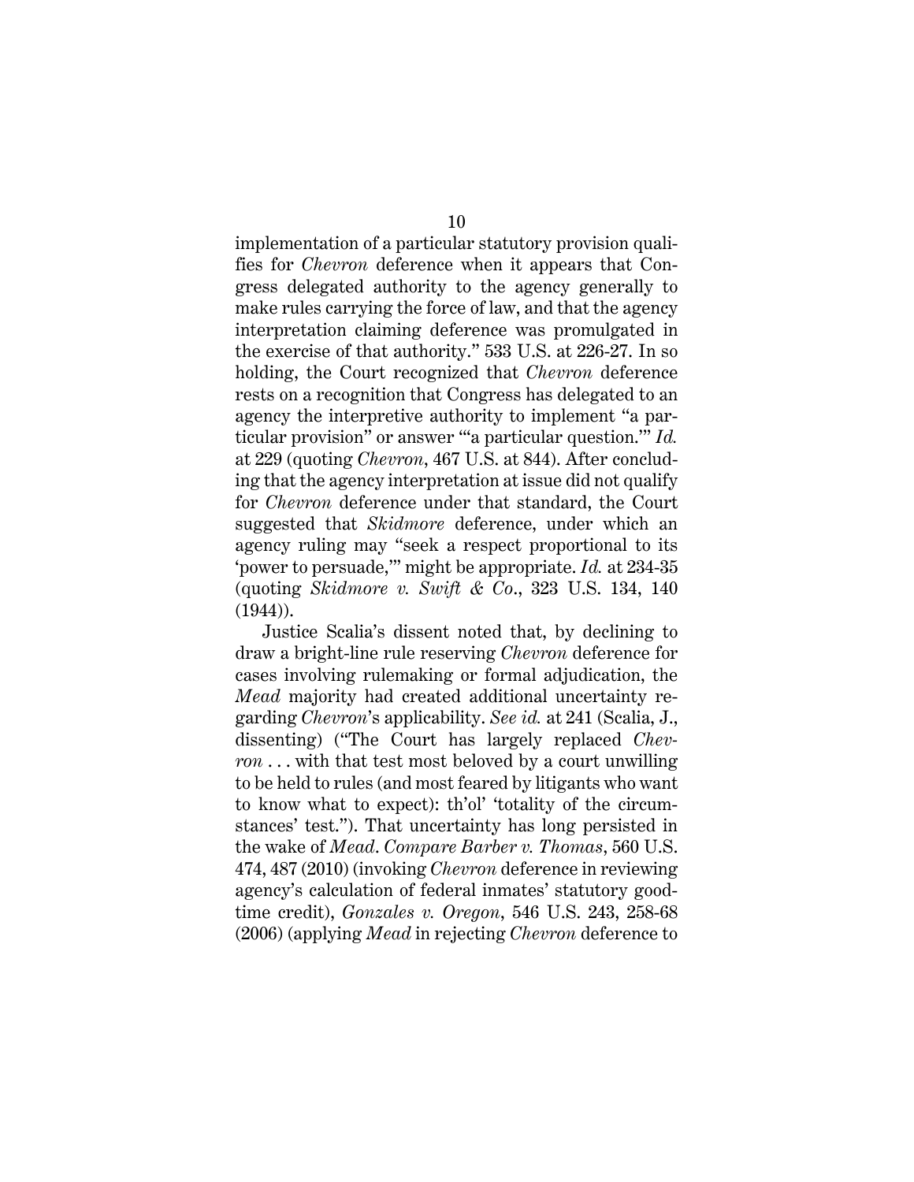implementation of a particular statutory provision qualifies for *Chevron* deference when it appears that Congress delegated authority to the agency generally to make rules carrying the force of law, and that the agency interpretation claiming deference was promulgated in the exercise of that authority." 533 U.S. at 226-27. In so holding, the Court recognized that *Chevron* deference rests on a recognition that Congress has delegated to an agency the interpretive authority to implement "a particular provision" or answer "'a particular question.'" *Id.* at 229 (quoting *Chevron*, 467 U.S. at 844). After concluding that the agency interpretation at issue did not qualify for *Chevron* deference under that standard, the Court suggested that *Skidmore* deference, under which an agency ruling may "seek a respect proportional to its 'power to persuade,'" might be appropriate. *Id.* at 234-35 (quoting *Skidmore v. Swift & Co*., 323 U.S. 134, 140 (1944)).

Justice Scalia's dissent noted that, by declining to draw a bright-line rule reserving *Chevron* deference for cases involving rulemaking or formal adjudication, the *Mead* majority had created additional uncertainty regarding *Chevron*'s applicability. *See id.* at 241 (Scalia, J., dissenting) ("The Court has largely replaced *Chevron* . . . with that test most beloved by a court unwilling to be held to rules (and most feared by litigants who want to know what to expect): th'ol' 'totality of the circumstances' test."). That uncertainty has long persisted in the wake of *Mead*. *Compare Barber v. Thomas*, 560 U.S. 474, 487 (2010) (invoking *Chevron* deference in reviewing agency's calculation of federal inmates' statutory good-time credit), *Gonzales v. Oregon*, 546 U.S. 243, 258-68 (2006) (applying *Mead* in rejecting *Chevron* deference to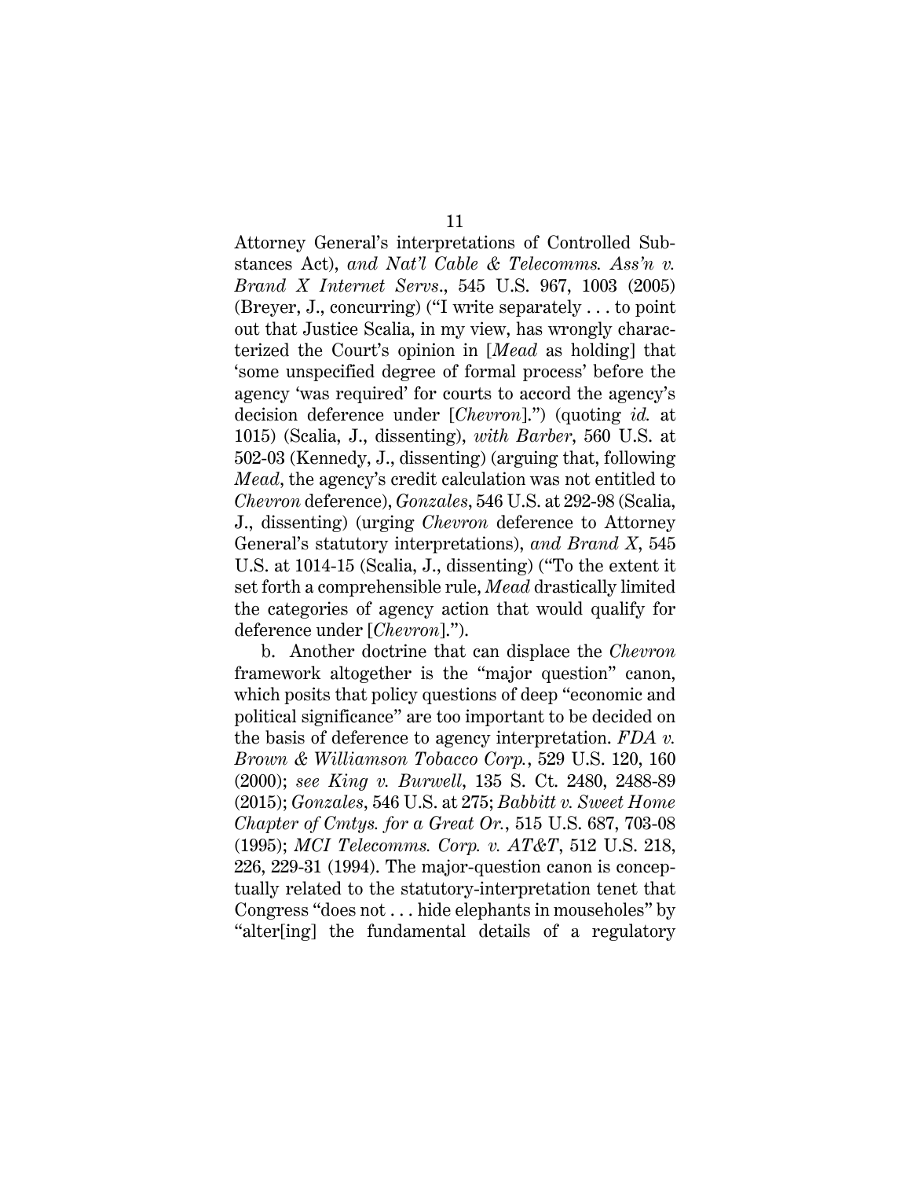Attorney General's interpretations of Controlled Substances Act), *and Nat'l Cable & Telecomms. Ass'n v. Brand X Internet Servs.*, 545 U.S. 967, 1003 (2005) (Breyer, J., concurring) ("I write separately . . . to point out that Justice Scalia, in my view, has wrongly characterized the Court's opinion in [*Mead* as holding] that 'some unspecified degree of formal process' before the agency 'was required' for courts to accord the agency's decision deference under [*Chevron*].") (quoting *id.* at 1015) (Scalia, J., dissenting), *with Barber*, 560 U.S. at 502-03 (Kennedy, J., dissenting) (arguing that, following *Mead*, the agency's credit calculation was not entitled to *Chevron* deference), *Gonzales*, 546 U.S. at 292-98 (Scalia, J., dissenting) (urging *Chevron* deference to Attorney General's statutory interpretations), *and Brand X*, 545 U.S. at 1014-15 (Scalia, J., dissenting) ("To the extent it set forth a comprehensible rule, *Mead* drastically limited the categories of agency action that would qualify for deference under [*Chevron*].").

b. Another doctrine that can displace the *Chevron* framework altogether is the "major question" canon, which posits that policy questions of deep "economic and political significance" are too important to be decided on the basis of deference to agency interpretation. *FDA v. Brown & Williamson Tobacco Corp.*, 529 U.S. 120, 160 (2000); *see King v. Burwell*, 135 S. Ct. 2480, 2488-89 (2015); *Gonzales*, 546 U.S. at 275; *Babbitt v. Sweet Home Chapter of Cmtys. for a Great Or.*, 515 U.S. 687, 703-08 (1995); *MCI Telecomms. Corp. v. AT&T*, 512 U.S. 218, 226, 229-31 (1994). The major-question canon is conceptually related to the statutory-interpretation tenet that Congress "does not . . . hide elephants in mouseholes" by "alter[ing] the fundamental details of a regulatory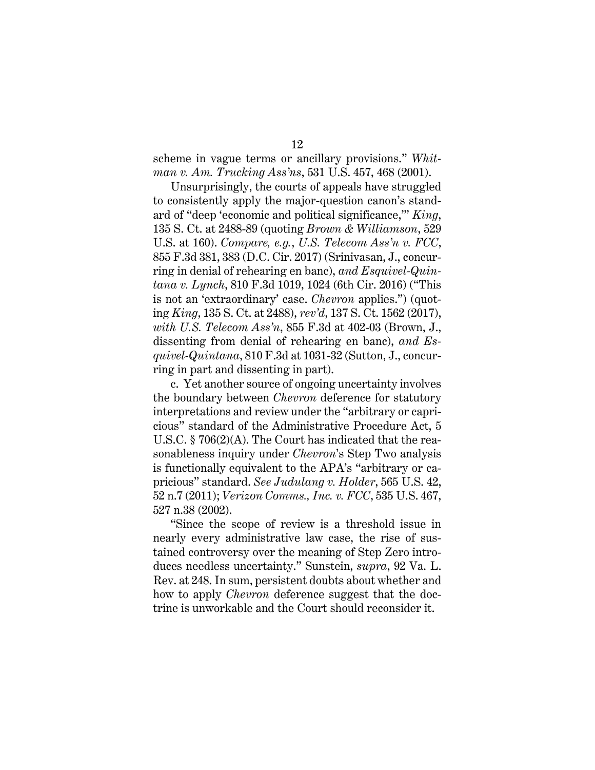scheme in vague terms or ancillary provisions." *Whitman v. Am. Trucking Ass'ns*, 531 U.S. 457, 468 (2001).

Unsurprisingly, the courts of appeals have struggled to consistently apply the major-question canon's standard of "deep 'economic and political significance,'" *King*, 135 S. Ct. at 2488-89 (quoting *Brown & Williamson*, 529 U.S. at 160). *Compare, e.g.*, *U.S. Telecom Ass'n v. FCC*, 855 F.3d 381, 383 (D.C. Cir. 2017) (Srinivasan, J., concurring in denial of rehearing en banc), *and Esquivel-Quintana v. Lynch*, 810 F.3d 1019, 1024 (6th Cir. 2016) ("This is not an 'extraordinary' case. *Chevron* applies.") (quoting *King*, 135 S. Ct. at 2488), *rev'd*, 137 S. Ct. 1562 (2017), *with U.S. Telecom Ass'n*, 855 F.3d at 402-03 (Brown, J., dissenting from denial of rehearing en banc), *and Esquivel-Quintana*, 810 F.3d at 1031-32 (Sutton, J., concurring in part and dissenting in part).

c. Yet another source of ongoing uncertainty involves the boundary between *Chevron* deference for statutory interpretations and review under the "arbitrary or capricious" standard of the Administrative Procedure Act, 5 U.S.C. § 706(2)(A). The Court has indicated that the reasonableness inquiry under *Chevron*'s Step Two analysis is functionally equivalent to the APA's "arbitrary or capricious" standard. *See Judulang v. Holder*, 565 U.S. 42, 52 n.7 (2011); *Verizon Comms., Inc. v. FCC*, 535 U.S. 467, 527 n.38 (2002).

"Since the scope of review is a threshold issue in nearly every administrative law case, the rise of sustained controversy over the meaning of Step Zero introduces needless uncertainty." Sunstein, *supra*, 92 Va. L. Rev. at 248. In sum, persistent doubts about whether and how to apply *Chevron* deference suggest that the doctrine is unworkable and the Court should reconsider it.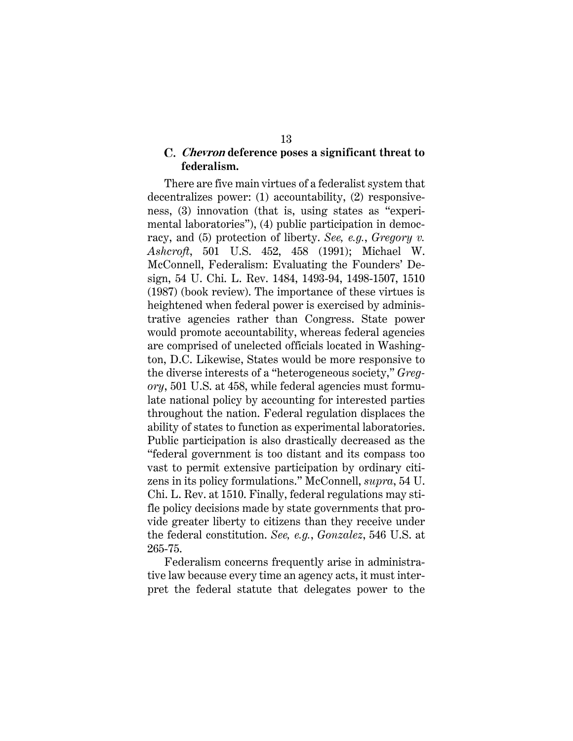### C. *Chevron* deference poses a significant threat to federalism.

There are five main virtues of a federalist system that decentralizes power: (1) accountability, (2) responsiveness, (3) innovation (that is, using states as "experimental laboratories"), (4) public participation in democracy, and (5) protection of liberty. *See, e.g.*, *Gregory v. Ashcroft*, 501 U.S. 452, 458 (1991); Michael W. McConnell, Federalism: Evaluating the Founders' Design, 54 U. Chi. L. Rev. 1484, 1493-94, 1498-1507, 1510 (1987) (book review). The importance of these virtues is heightened when federal power is exercised by administrative agencies rather than Congress. State power would promote accountability, whereas federal agencies are comprised of unelected officials located in Washington, D.C. Likewise, States would be more responsive to the diverse interests of a "heterogeneous society," *Gregory*, 501 U.S. at 458, while federal agencies must formulate national policy by accounting for interested parties throughout the nation. Federal regulation displaces the ability of states to function as experimental laboratories. Public participation is also drastically decreased as the "federal government is too distant and its compass too vast to permit extensive participation by ordinary citizens in its policy formulations." McConnell, *supra*, 54 U. Chi. L. Rev. at 1510. Finally, federal regulations may stifle policy decisions made by state governments that provide greater liberty to citizens than they receive under the federal constitution. *See, e.g.*, *Gonzalez*, 546 U.S. at 265-75.

Federalism concerns frequently arise in administrative law because every time an agency acts, it must interpret the federal statute that delegates power to the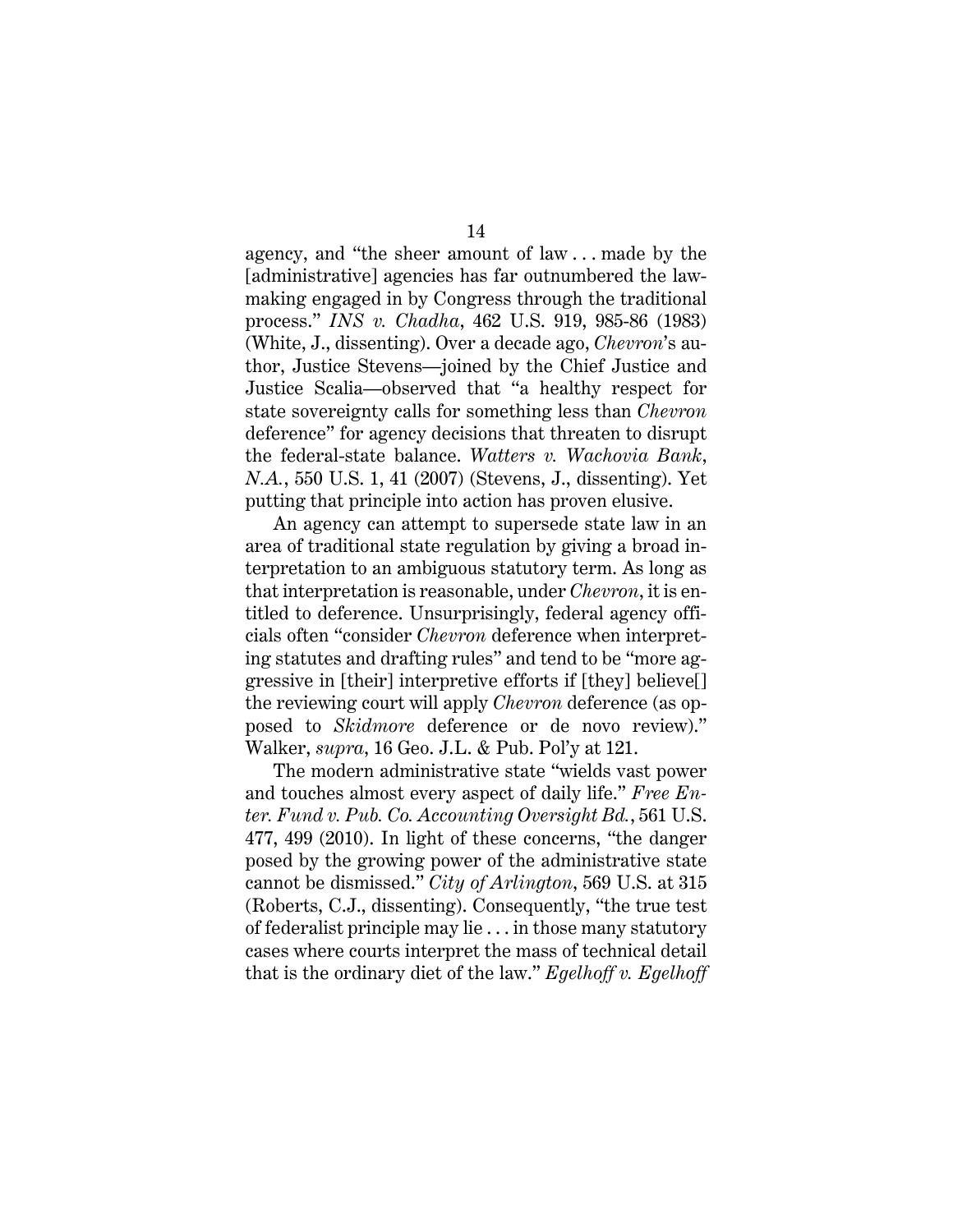agency, and "the sheer amount of law . . . made by the [administrative] agencies has far outnumbered the lawmaking engaged in by Congress through the traditional process." *INS v. Chadha*, 462 U.S. 919, 985-86 (1983) (White, J., dissenting). Over a decade ago, *Chevron*'s author, Justice Stevens—joined by the Chief Justice and Justice Scalia—observed that "a healthy respect for state sovereignty calls for something less than *Chevron* deference" for agency decisions that threaten to disrupt the federal-state balance. *Watters v. Wachovia Bank, N.A.*, 550 U.S. 1, 41 (2007) (Stevens, J., dissenting). Yet putting that principle into action has proven elusive.

An agency can attempt to supersede state law in an area of traditional state regulation by giving a broad interpretation to an ambiguous statutory term. As long as that interpretation is reasonable, under *Chevron*, it is entitled to deference. Unsurprisingly, federal agency officials often "consider *Chevron* deference when interpreting statutes and drafting rules" and tend to be "more aggressive in [their] interpretive efforts if [they] believe[] the reviewing court will apply *Chevron* deference (as opposed to *Skidmore* deference or de novo review)." Walker, *supra*, 16 Geo. J.L. & Pub. Pol'y at 121.

The modern administrative state "wields vast power and touches almost every aspect of daily life." *Free Enter. Fund v. Pub. Co. Accounting Oversight Bd.*, 561 U.S. 477, 499 (2010). In light of these concerns, "the danger posed by the growing power of the administrative state cannot be dismissed." *City of Arlington*, 569 U.S. at 315 (Roberts, C.J., dissenting). Consequently, "the true test of federalist principle may lie . . . in those many statutory cases where courts interpret the mass of technical detail that is the ordinary diet of the law." *Egelhoff v. Egelhoff*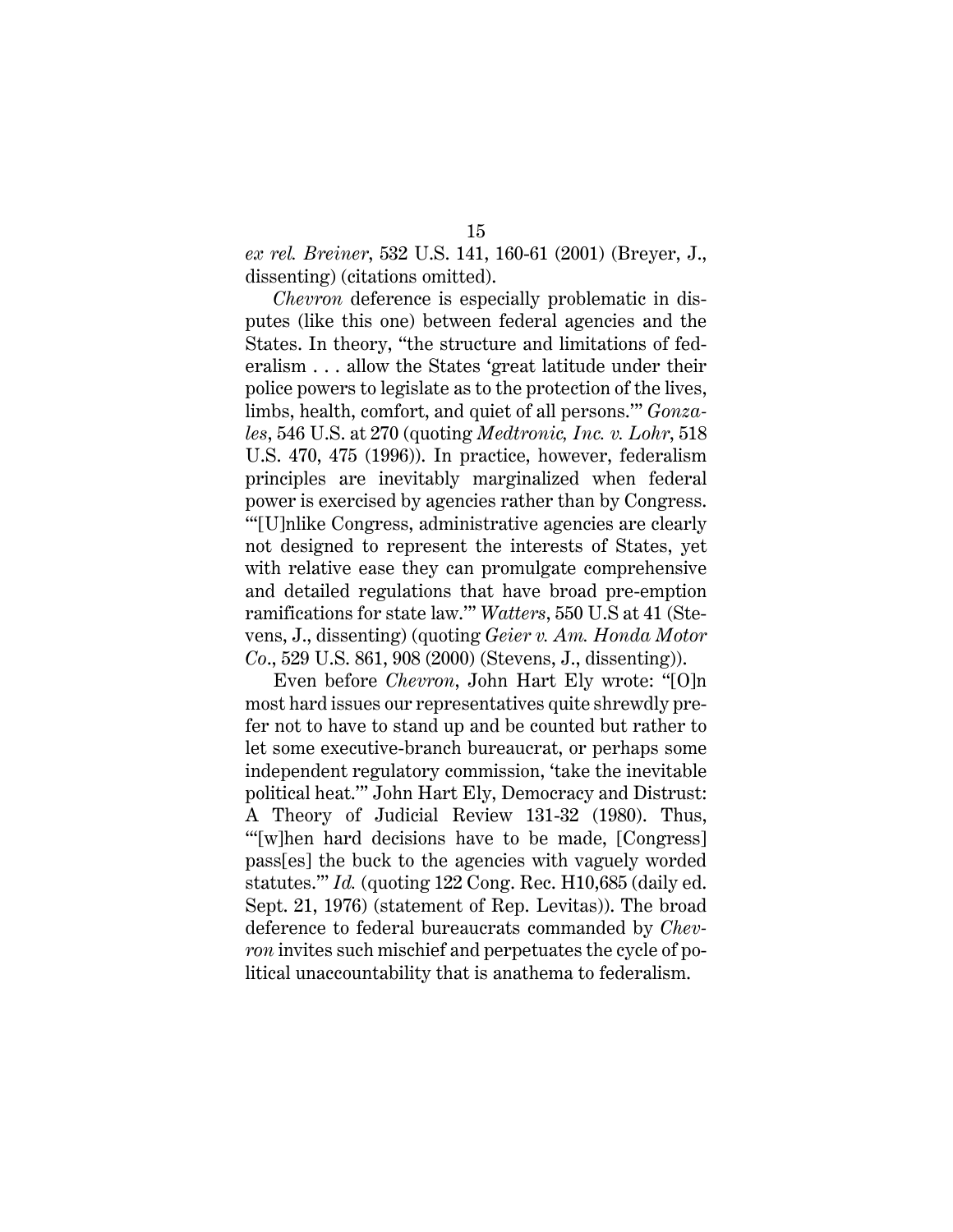*ex rel. Breiner*, 532 U.S. 141, 160-61 (2001) (Breyer, J., dissenting) (citations omitted).

*Chevron* deference is especially problematic in disputes (like this one) between federal agencies and the States. In theory, "the structure and limitations of federalism . . . allow the States 'great latitude under their police powers to legislate as to the protection of the lives, limbs, health, comfort, and quiet of all persons.'" *Gonzales*, 546 U.S. at 270 (quoting *Medtronic, Inc. v. Lohr*, 518 U.S. 470, 475 (1996)). In practice, however, federalism principles are inevitably marginalized when federal power is exercised by agencies rather than by Congress. "'[U]nlike Congress, administrative agencies are clearly not designed to represent the interests of States, yet with relative ease they can promulgate comprehensive and detailed regulations that have broad pre-emption ramifications for state law.'" *Watters*, 550 U.S at 41 (Stevens, J., dissenting) (quoting *Geier v. Am. Honda Motor Co*., 529 U.S. 861, 908 (2000) (Stevens, J., dissenting)).

Even before *Chevron*, John Hart Ely wrote: "[O]n most hard issues our representatives quite shrewdly prefer not to have to stand up and be counted but rather to let some executive-branch bureaucrat, or perhaps some independent regulatory commission, 'take the inevitable political heat.'" John Hart Ely, Democracy and Distrust: A Theory of Judicial Review 131-32 (1980). Thus, "'[w]hen hard decisions have to be made, [Congress] pass[es] the buck to the agencies with vaguely worded statutes.'" *Id.* (quoting 122 Cong. Rec. H10,685 (daily ed. Sept. 21, 1976) (statement of Rep. Levitas)). The broad deference to federal bureaucrats commanded by *Chevron* invites such mischief and perpetuates the cycle of political unaccountability that is anathema to federalism.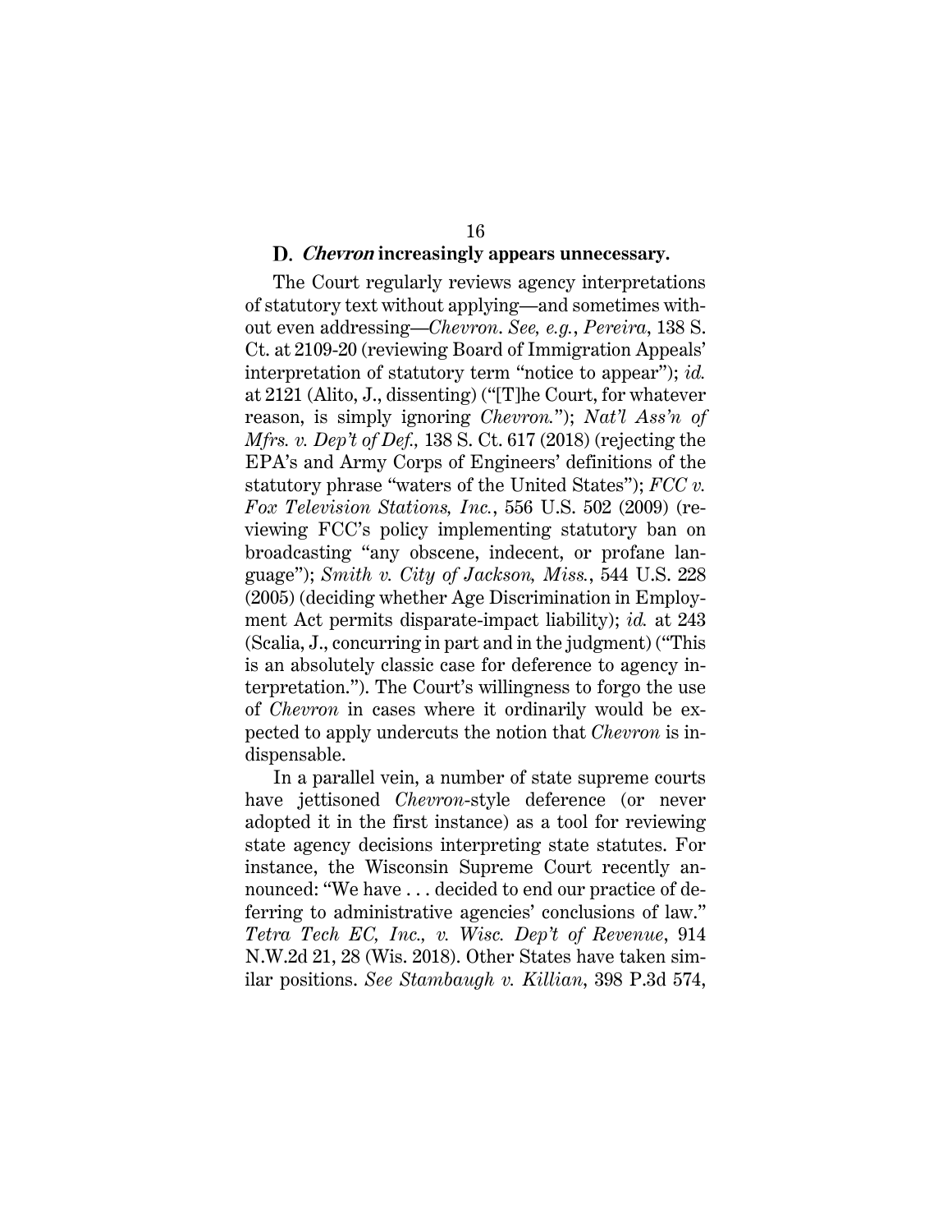### D. *Chevron* increasingly appears unnecessary.

The Court regularly reviews agency interpretations of statutory text without applying—and sometimes without even addressing—*Chevron*. *See, e.g.*, *Pereira*, 138 S. Ct. at 2109-20 (reviewing Board of Immigration Appeals' interpretation of statutory term "notice to appear"); *id.* at 2121 (Alito, J., dissenting) ("[T]he Court, for whatever reason, is simply ignoring *Chevron.*"); *Nat'l Ass'n of Mfrs. v. Dep't of Def.,* 138 S. Ct. 617 (2018) (rejecting the EPA's and Army Corps of Engineers' definitions of the statutory phrase "waters of the United States"); *FCC v. Fox Television Stations, Inc.*, 556 U.S. 502 (2009) (reviewing FCC's policy implementing statutory ban on broadcasting "any obscene, indecent, or profane language"); *Smith v. City of Jackson, Miss.*, 544 U.S. 228 (2005) (deciding whether Age Discrimination in Employment Act permits disparate-impact liability); *id.* at 243 (Scalia, J., concurring in part and in the judgment) ("This is an absolutely classic case for deference to agency interpretation."). The Court's willingness to forgo the use of *Chevron* in cases where it ordinarily would be expected to apply undercuts the notion that *Chevron* is indispensable.

In a parallel vein, a number of state supreme courts have jettisoned *Chevron*-style deference (or never adopted it in the first instance) as a tool for reviewing state agency decisions interpreting state statutes. For instance, the Wisconsin Supreme Court recently announced: "We have . . . decided to end our practice of deferring to administrative agencies' conclusions of law." *Tetra Tech EC, Inc., v. Wisc. Dep't of Revenue*, 914 N.W.2d 21, 28 (Wis. 2018). Other States have taken similar positions. *See Stambaugh v. Killian*, 398 P.3d 574,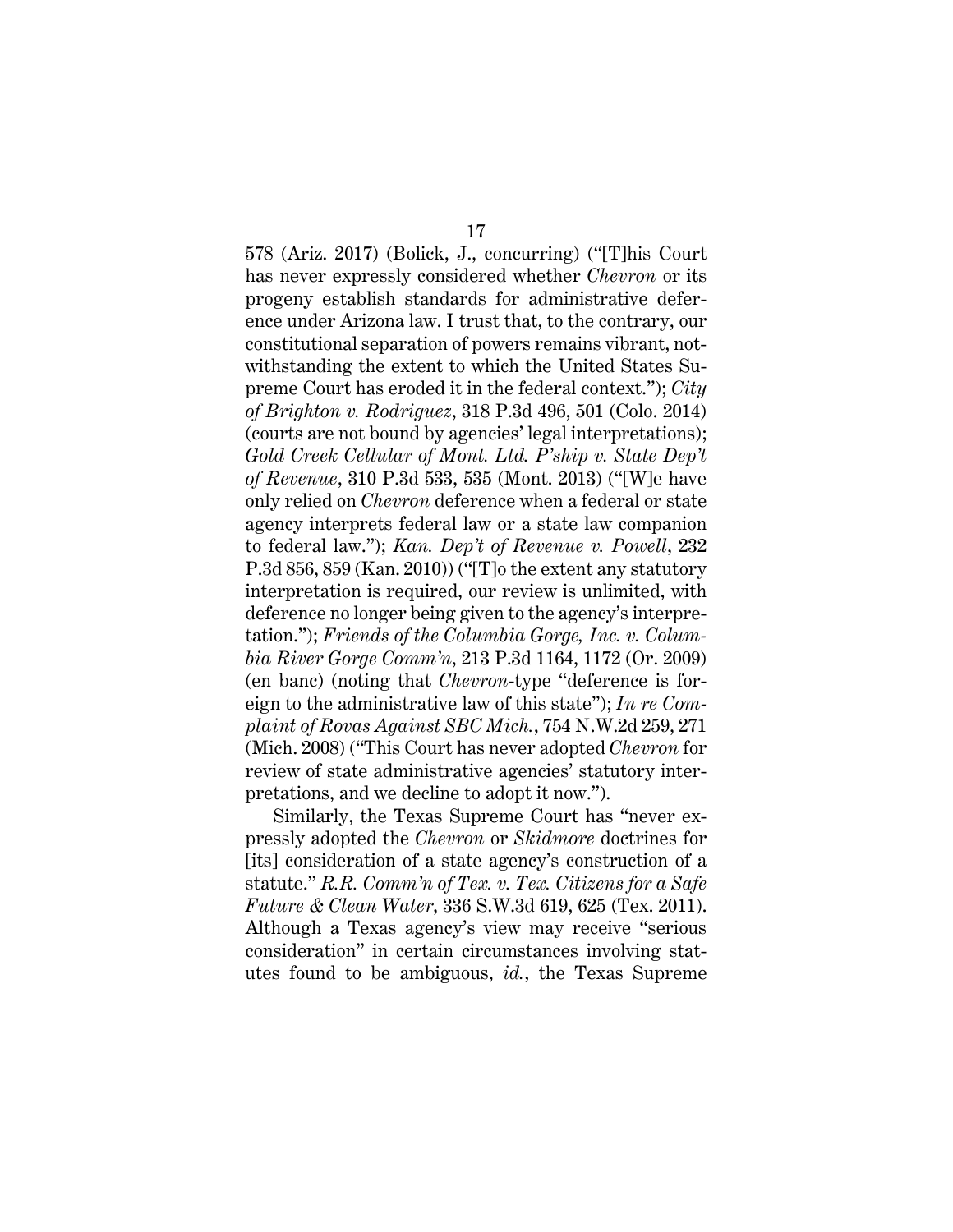578 (Ariz. 2017) (Bolick, J., concurring) ("[T]his Court has never expressly considered whether *Chevron* or its progeny establish standards for administrative deference under Arizona law. I trust that, to the contrary, our constitutional separation of powers remains vibrant, notwithstanding the extent to which the United States Supreme Court has eroded it in the federal context."); *City of Brighton v. Rodriguez*, 318 P.3d 496, 501 (Colo. 2014) (courts are not bound by agencies' legal interpretations); *Gold Creek Cellular of Mont. Ltd. P'ship v. State Dep't of Revenue*, 310 P.3d 533, 535 (Mont. 2013) ("[W]e have only relied on *Chevron* deference when a federal or state agency interprets federal law or a state law companion to federal law."); *Kan. Dep't of Revenue v. Powell*, 232 P.3d 856, 859 (Kan. 2010)) ("[T]o the extent any statutory interpretation is required, our review is unlimited, with deference no longer being given to the agency's interpretation."); *Friends of the Columbia Gorge, Inc. v. Columbia River Gorge Comm'n*, 213 P.3d 1164, 1172 (Or. 2009) (en banc) (noting that *Chevron*-type "deference is foreign to the administrative law of this state"); *In re Complaint of Rovas Against SBC Mich.*, 754 N.W.2d 259, 271 (Mich. 2008) ("This Court has never adopted *Chevron* for review of state administrative agencies' statutory interpretations, and we decline to adopt it now.").

Similarly, the Texas Supreme Court has "never expressly adopted the *Chevron* or *Skidmore* doctrines for [its] consideration of a state agency's construction of a statute." *R.R. Comm'n of Tex. v. Tex. Citizens for a Safe Future & Clean Water*, 336 S.W.3d 619, 625 (Tex. 2011). Although a Texas agency's view may receive "serious consideration" in certain circumstances involving statutes found to be ambiguous, *id.*, the Texas Supreme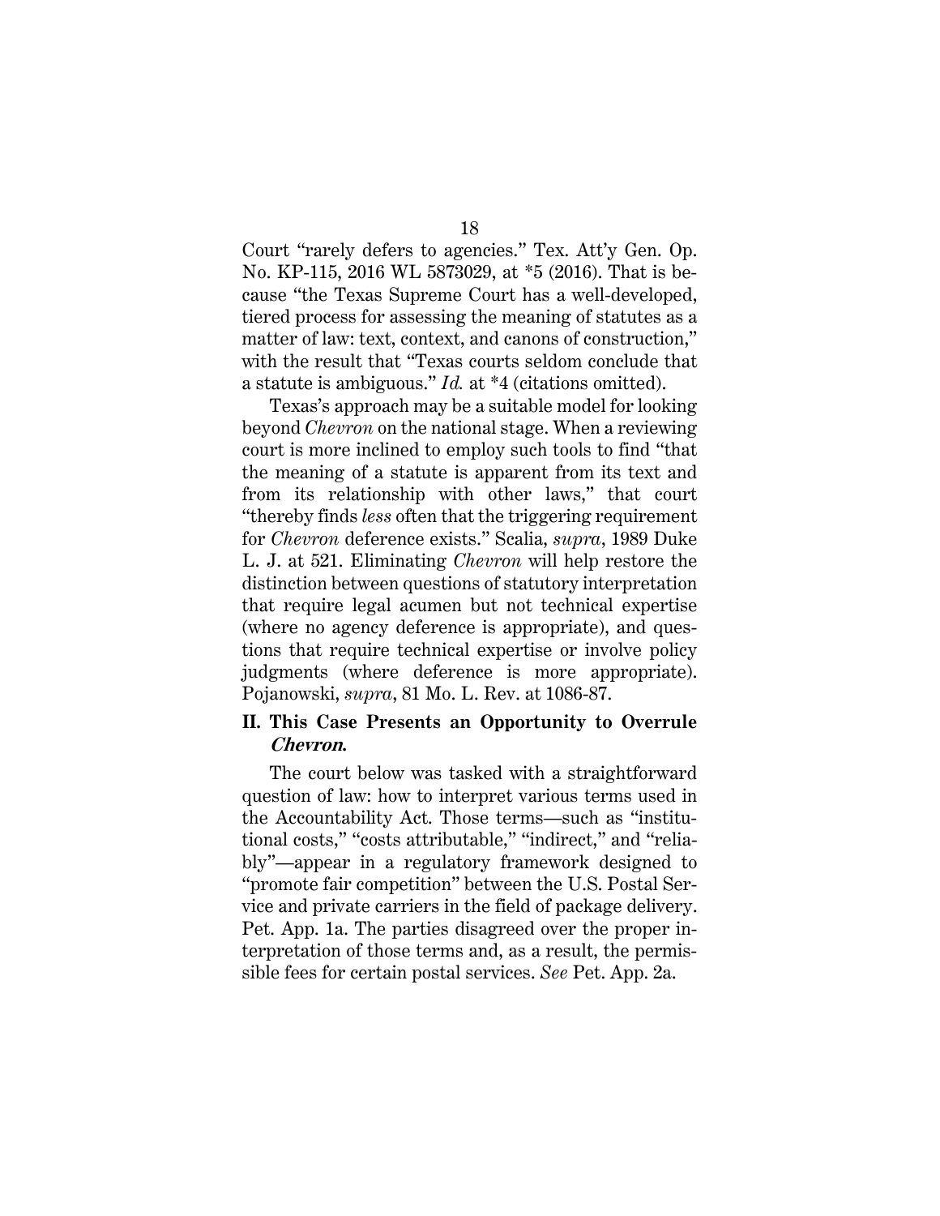Court "rarely defers to agencies." Tex. Att'y Gen. Op. No. KP-115, 2016 WL 5873029, at *5 (2016). That is because "the Texas Supreme Court has a well-developed, tiered process for assessing the meaning of statutes as a matter of law: text, context, and canons of construction," with the result that "Texas courts seldom conclude that a statute is ambiguous." *Id.* at *4 (citations omitted).

Texas's approach may be a suitable model for looking beyond *Chevron* on the national stage. When a reviewing court is more inclined to employ such tools to find "that the meaning of a statute is apparent from its text and from its relationship with other laws," that court "thereby finds *less* often that the triggering requirement for *Chevron* deference exists." Scalia, *supra*, 1989 Duke L. J. at 521. Eliminating *Chevron* will help restore the distinction between questions of statutory interpretation that require legal acumen but not technical expertise (where no agency deference is appropriate), and questions that require technical expertise or involve policy judgments (where deference is more appropriate). Pojanowski, *supra*, 81 Mo. L. Rev. at 1086-87.

## II. This Case Presents an Opportunity to Overrule *Chevron*.

The court below was tasked with a straightforward question of law: how to interpret various terms used in the Accountability Act. Those terms—such as "institutional costs," "costs attributable," "indirect," and "reliably"—appear in a regulatory framework designed to "promote fair competition" between the U.S. Postal Service and private carriers in the field of package delivery. Pet. App. 1a. The parties disagreed over the proper interpretation of those terms and, as a result, the permissible fees for certain postal services. *See* Pet. App. 2a.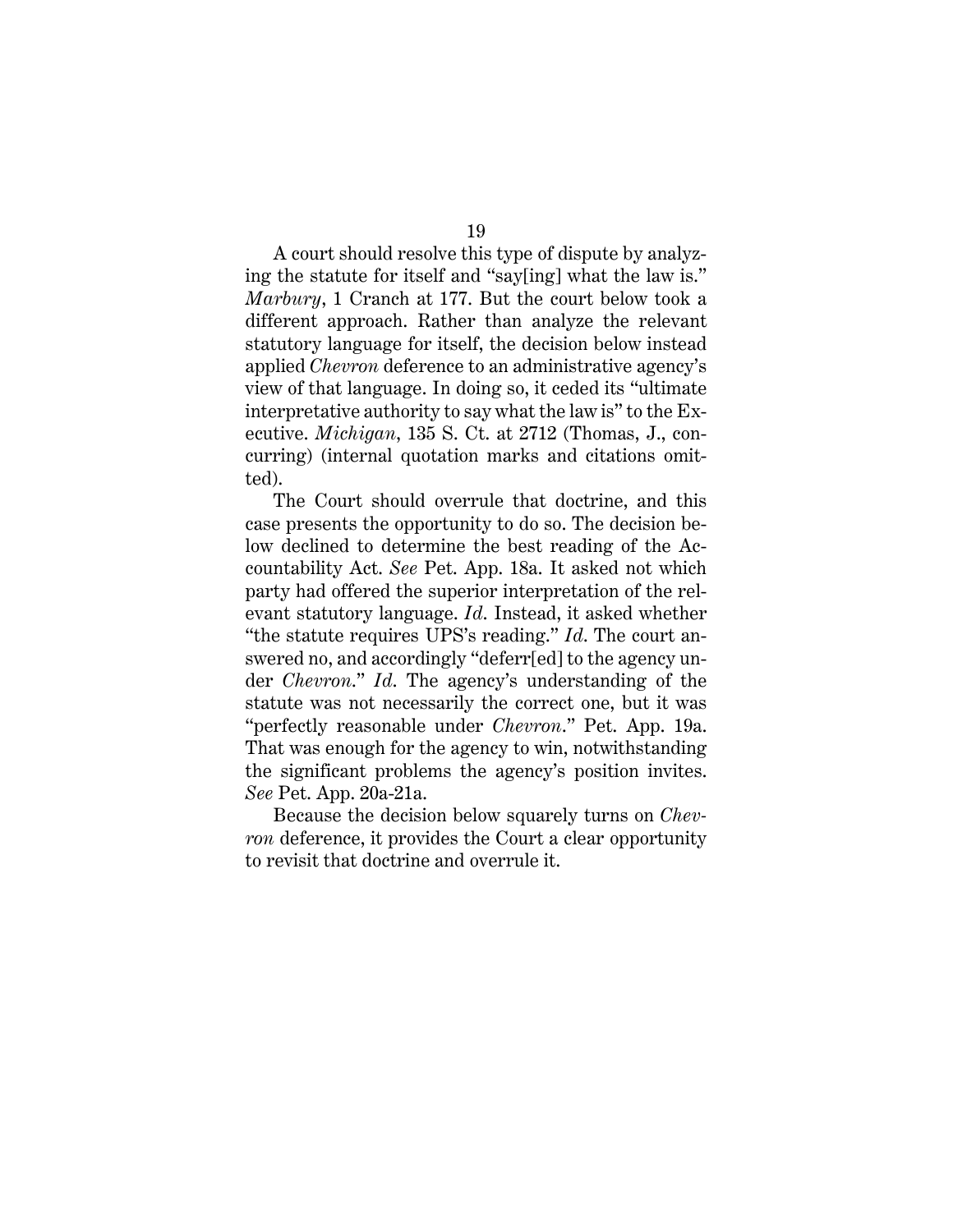A court should resolve this type of dispute by analyzing the statute for itself and "say[ing] what the law is." *Marbury*, 1 Cranch at 177. But the court below took a different approach. Rather than analyze the relevant statutory language for itself, the decision below instead applied *Chevron* deference to an administrative agency's view of that language. In doing so, it ceded its "ultimate interpretative authority to say what the law is" to the Executive. *Michigan*, 135 S. Ct. at 2712 (Thomas, J., concurring) (internal quotation marks and citations omitted).

The Court should overrule that doctrine, and this case presents the opportunity to do so. The decision below declined to determine the best reading of the Accountability Act. *See* Pet. App. 18a. It asked not which party had offered the superior interpretation of the relevant statutory language. *Id.* Instead, it asked whether "the statute requires UPS's reading." *Id.* The court answered no, and accordingly "deferr[ed] to the agency under *Chevron*." *Id.* The agency's understanding of the statute was not necessarily the correct one, but it was "perfectly reasonable under *Chevron*." Pet. App. 19a. That was enough for the agency to win, notwithstanding the significant problems the agency's position invites. *See* Pet. App. 20a-21a.

Because the decision below squarely turns on *Chevron* deference, it provides the Court a clear opportunity to revisit that doctrine and overrule it.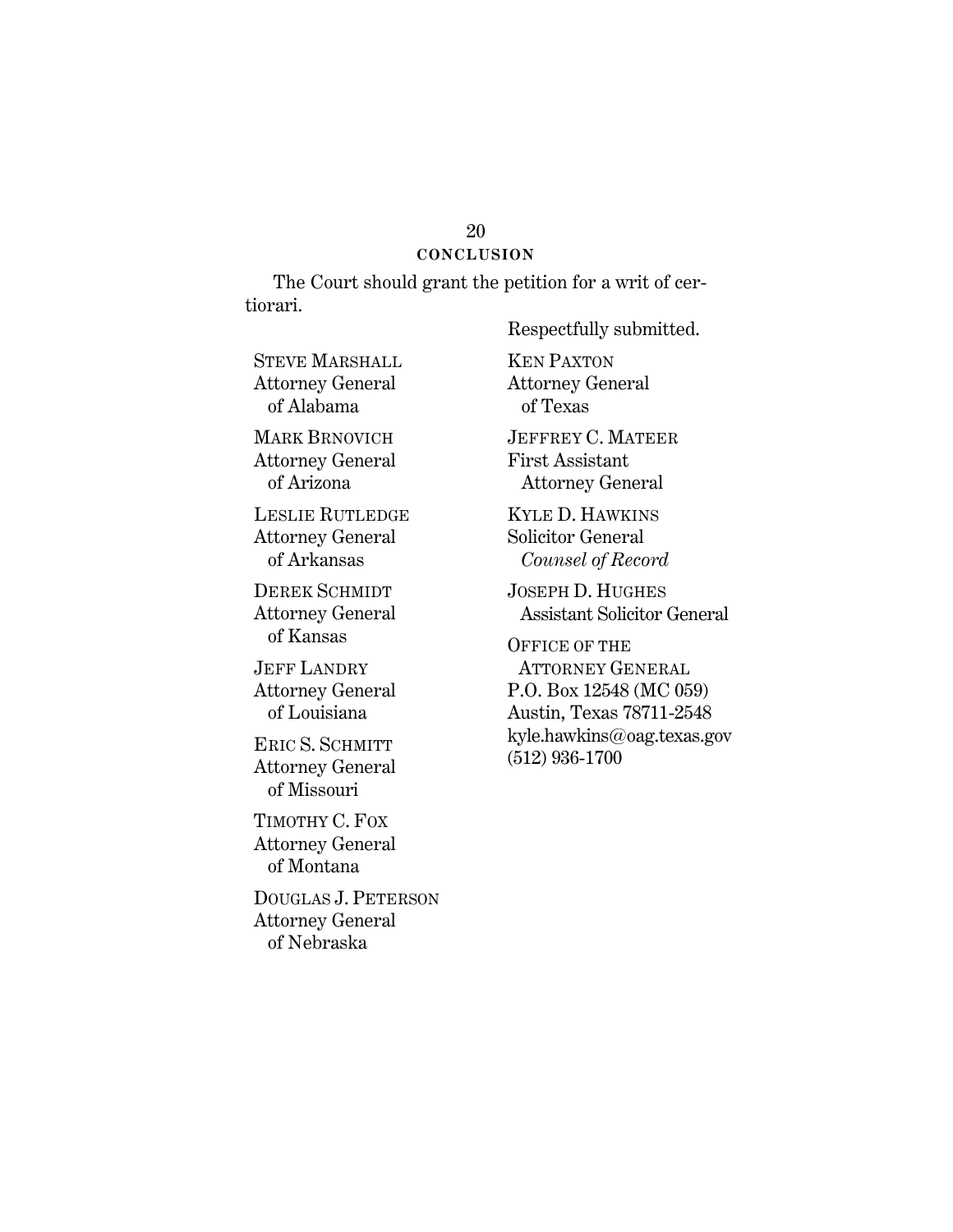## CONCLUSION

The Court should grant the petition for a writ of certiorari.

Respectfully submitted.

KEN PAXTON
Attorney General
of Texas

JEFFREY C. MATEER
First Assistant
Attorney General

KYLE D. HAWKINS
Solicitor General
*Counsel of Record*

JOSEPH D. HUGHES
Assistant Solicitor General

OFFICE OF THE
ATTORNEY GENERAL
P.O. Box 12548 (MC 059)
Austin, Texas 78711-2548
kyle.hawkins@oag.texas.gov
(512) 936-1700

STEVE MARSHALL
Attorney General
of Alabama

MARK BRNOVICH
Attorney General
of Arizona

LESLIE RUTLEDGE
Attorney General
of Arkansas

DEREK SCHMIDT
Attorney General
of Kansas

JEFF LANDRY
Attorney General
of Louisiana

ERIC S. SCHMITT
Attorney General
of Missouri

TIMOTHY C. FOX
Attorney General
of Montana

DOUGLAS J. PETERSON
Attorney General
of Nebraska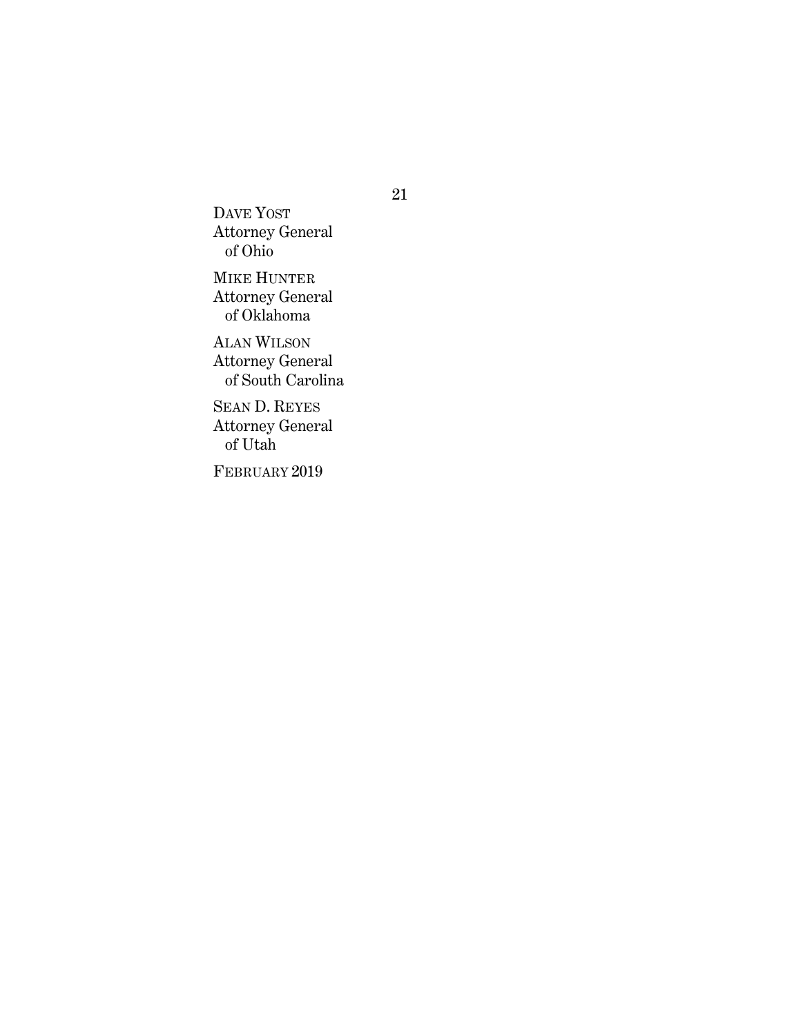DAVE YOST
Attorney General
of Ohio

MIKE HUNTER
Attorney General
of Oklahoma

ALAN WILSON
Attorney General
of South Carolina

SEAN D. REYES
Attorney General
of Utah

FEBRUARY 2019